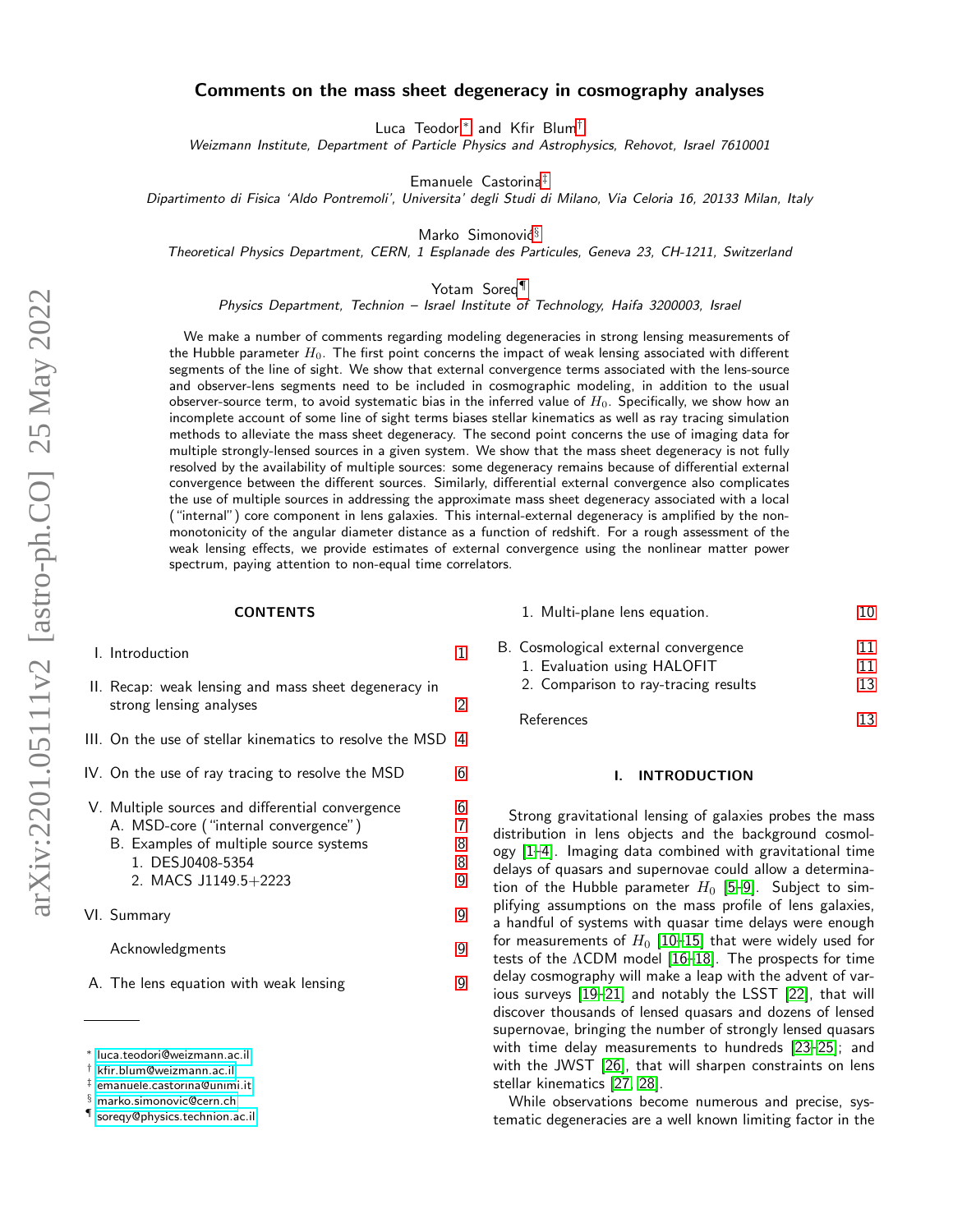# Comments on the mass sheet degeneracy in cosmography analyses

Luca Teodori[*] and Kfir Blum[†]

*Weizmann Institute, Department of Particle Physics and Astrophysics, Rehovot, Israel 7610001*

Emanuele Castorina[‡]

*Dipartimento di Fisica 'Aldo Pontremoli', Universita' degli Studi di Milano, Via Celoria 16, 20133 Milan, Italy*

Marko Simonović[§]

*Theoretical Physics Department, CERN, 1 Esplanade des Particules, Geneva 23, CH-1211, Switzerland*

Yotam Soreq[¶]

*Physics Department, Technion – Israel Institute of Technology, Haifa 3200003, Israel*

We make a number of comments regarding modeling degeneracies in strong lensing measurements of the Hubble parameter $H_0$. The first point concerns the impact of weak lensing associated with different segments of the line of sight. We show that external convergence terms associated with the lens-source and observer-lens segments need to be included in cosmographic modeling, in addition to the usual observer-source term, to avoid systematic bias in the inferred value of $H_0$. Specifically, we show how an incomplete account of some line of sight terms biases stellar kinematics as well as ray tracing simulation methods to alleviate the mass sheet degeneracy. The second point concerns the use of imaging data for multiple strongly-lensed sources in a given system. We show that the mass sheet degeneracy is not fully resolved by the availability of multiple sources: some degeneracy remains because of differential external convergence between the different sources. Similarly, differential external convergence also complicates the use of multiple sources in addressing the approximate mass sheet degeneracy associated with a local ("internal") core component in lens galaxies. This internal-external degeneracy is amplified by the non-monotonicity of the angular diameter distance as a function of redshift. For a rough assessment of the weak lensing effects, we provide estimates of external convergence using the nonlinear matter power spectrum, paying attention to non-equal time correlators.

## CONTENTS

- I. Introduction — 1
- II. Recap: weak lensing and mass sheet degeneracy in strong lensing analyses — 2
- III. On the use of stellar kinematics to resolve the MSD — 4
- IV. On the use of ray tracing to resolve the MSD — 6
- V. Multiple sources and differential convergence — 6
  - A. MSD-core ("internal convergence") — 7
  - B. Examples of multiple source systems — 8
    - 1. DESJ0408-5354 — 8
    - 2. MACS J1149.5+2223 — 9
- VI. Summary — 9
- Acknowledgments — 9
- A. The lens equation with weak lensing — 9
  - 1. Multi-plane lens equation. — 10
- B. Cosmological external convergence — 11
  - 1. Evaluation using HALOFIT — 11
  - 2. Comparison to ray-tracing results — 13
- References — 13

## I. INTRODUCTION

Strong gravitational lensing of galaxies probes the mass distribution in lens objects and the background cosmology [1–4]. Imaging data combined with gravitational time delays of quasars and supernovae could allow a determination of the Hubble parameter $H_0$ [5–9]. Subject to simplifying assumptions on the mass profile of lens galaxies, a handful of systems with quasar time delays were enough for measurements of $H_0$ [10–15] that were widely used for tests of the ΛCDM model [16–18]. The prospects for time delay cosmography will make a leap with the advent of various surveys [19–21] and notably the LSST [22], that will discover thousands of lensed quasars and dozens of lensed supernovae, bringing the number of strongly lensed quasars with time delay measurements to hundreds [23–25]; and with the JWST [26], that will sharpen constraints on lens stellar kinematics [27, 28].

While observations become numerous and precise, systematic degeneracies are a well known limiting factor in the

---

[*] luca.teodori@weizmann.ac.il
[†] kfir.blum@weizmann.ac.il
[‡] emanuele.castorina@unimi.it
[§] marko.simonovic@cern.ch
[¶] soreqy@physics.technion.ac.il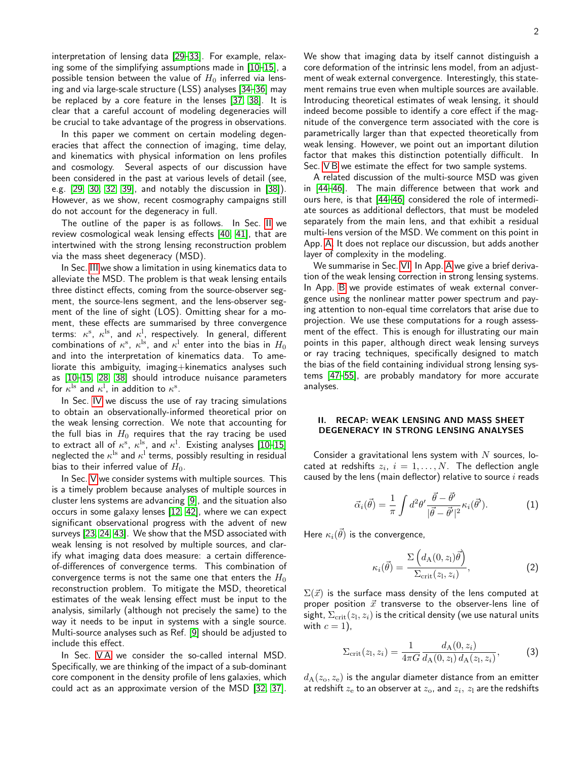interpretation of lensing data [29–33]. For example, relaxing some of the simplifying assumptions made in [10–15], a possible tension between the value of $H_0$ inferred via lensing and via large-scale structure (LSS) analyses [34–36] may be replaced by a core feature in the lenses [37, 38]. It is clear that a careful account of modeling degeneracies will be crucial to take advantage of the progress in observations.

In this paper we comment on certain modeling degeneracies that affect the connection of imaging, time delay, and kinematics with physical information on lens profiles and cosmology. Several aspects of our discussion have been considered in the past at various levels of detail (see, e.g. [29, 30, 32, 39], and notably the discussion in [38]). However, as we show, recent cosmography campaigns still do not account for the degeneracy in full.

The outline of the paper is as follows. In Sec. II we review cosmological weak lensing effects [40, 41], that are intertwined with the strong lensing reconstruction problem via the mass sheet degeneracy (MSD).

In Sec. III we show a limitation in using kinematics data to alleviate the MSD. The problem is that weak lensing entails three distinct effects, coming from the source-observer segment, the source-lens segment, and the lens-observer segment of the line of sight (LOS). Omitting shear for a moment, these effects are summarised by three convergence terms: $\kappa^{\rm s}$, $\kappa^{\rm ls}$, and $\kappa^{\rm l}$, respectively. In general, different combinations of $\kappa^{\rm s}$, $\kappa^{\rm ls}$, and $\kappa^{\rm l}$ enter into the bias in $H_0$ and into the interpretation of kinematics data. To ameliorate this ambiguity, imaging+kinematics analyses such as [10–15, 28, 38] should introduce nuisance parameters for $\kappa^{\rm ls}$ and $\kappa^{\rm l}$, in addition to $\kappa^{\rm s}$.

In Sec. IV we discuss the use of ray tracing simulations to obtain an observationally-informed theoretical prior on the weak lensing correction. We note that accounting for the full bias in $H_0$ requires that the ray tracing be used to extract all of $\kappa^{\rm s}$, $\kappa^{\rm ls}$, and $\kappa^{\rm l}$. Existing analyses [10–15] neglected the $\kappa^{\rm ls}$ and $\kappa^{\rm l}$ terms, possibly resulting in residual bias to their inferred value of $H_0$.

In Sec. V we consider systems with multiple sources. This is a timely problem because analyses of multiple sources in cluster lens systems are advancing [9], and the situation also occurs in some galaxy lenses [12, 42], where we can expect significant observational progress with the advent of new surveys [23, 24, 43]. We show that the MSD associated with weak lensing is not resolved by multiple sources, and clarify what imaging data does measure: a certain difference-of-differences of convergence terms. This combination of convergence terms is not the same one that enters the $H_0$ reconstruction problem. To mitigate the MSD, theoretical estimates of the weak lensing effect must be input to the analysis, similarly (although not precisely the same) to the way it needs to be input in systems with a single source. Multi-source analyses such as Ref. [9] should be adjusted to include this effect.

In Sec. V A we consider the so-called internal MSD. Specifically, we are thinking of the impact of a sub-dominant core component in the density profile of lens galaxies, which could act as an approximate version of the MSD [32, 37]. We show that imaging data by itself cannot distinguish a core deformation of the intrinsic lens model, from an adjustment of weak external convergence. Interestingly, this statement remains true even when multiple sources are available. Introducing theoretical estimates of weak lensing, it should indeed become possible to identify a core effect if the magnitude of the convergence term associated with the core is parametrically larger than that expected theoretically from weak lensing. However, we point out an important dilution factor that makes this distinction potentially difficult. In Sec. V B we estimate the effect for two sample systems.

A related discussion of the multi-source MSD was given in [44–46]. The main difference between that work and ours here, is that [44–46] considered the role of intermediate sources as additional deflectors, that must be modeled separately from the main lens, and that exhibit a residual multi-lens version of the MSD. We comment on this point in App. A. It does not replace our discussion, but adds another layer of complexity in the modeling.

We summarise in Sec. VI. In App. A we give a brief derivation of the weak lensing correction in strong lensing systems. In App. B we provide estimates of weak external convergence using the nonlinear matter power spectrum and paying attention to non-equal time correlators that arise due to projection. We use these computations for a rough assessment of the effect. This is enough for illustrating our main points in this paper, although direct weak lensing surveys or ray tracing techniques, specifically designed to match the bias of the field containing individual strong lensing systems [47–55], are probably mandatory for more accurate analyses.

## II. RECAP: WEAK LENSING AND MASS SHEET DEGENERACY IN STRONG LENSING ANALYSES

Consider a gravitational lens system with $N$ sources, located at redshifts $z_i$, $i = 1, \dots, N$. The deflection angle caused by the lens (main deflector) relative to source $i$ reads

$$\vec{\alpha}_i(\vec{\theta}) = \frac{1}{\pi}\int d^2\theta' \frac{\vec{\theta}-\vec{\theta}'}{|\vec{\theta}-\vec{\theta}'|^2}\kappa_i(\vec{\theta}'). \tag{1}$$

Here $\kappa_i(\vec{\theta})$ is the convergence,

$$\kappa_i(\vec{\theta}) = \frac{\Sigma\left(d_{\rm A}(0,z_{\rm l})\vec{\theta}\right)}{\Sigma_{\rm crit}(z_{\rm l},z_i)}, \tag{2}$$

$\Sigma(\vec{x})$ is the surface mass density of the lens computed at proper position $\vec{x}$ transverse to the observer-lens line of sight, $\Sigma_{\rm crit}(z_{\rm l},z_i)$ is the critical density (we use natural units with $c=1$),

$$\Sigma_{\rm crit}(z_{\rm l},z_i) = \frac{1}{4\pi G}\frac{d_{\rm A}(0,z_i)}{d_{\rm A}(0,z_{\rm l})\,d_{\rm A}(z_{\rm l},z_i)}, \tag{3}$$

$d_{\rm A}(z_{\rm o},z_{\rm e})$ is the angular diameter distance from an emitter at redshift $z_{\rm e}$ to an observer at $z_{\rm o}$, and $z_i$, $z_{\rm l}$ are the redshifts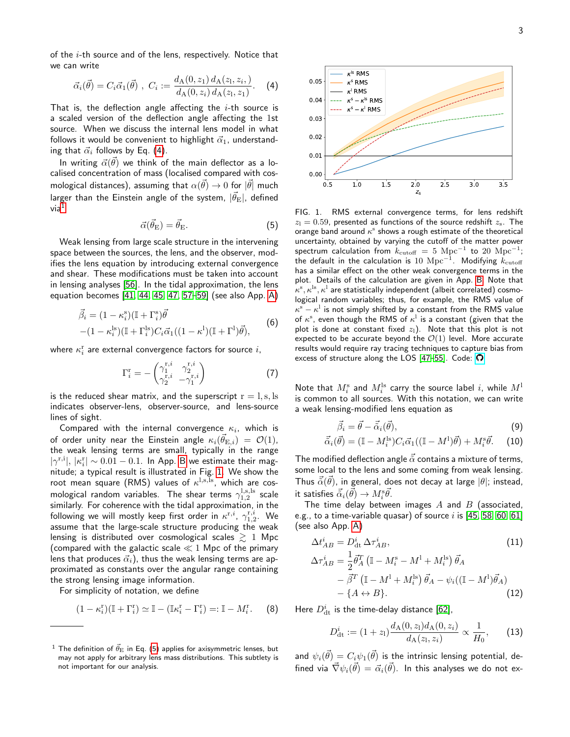of the $i$-th source and of the lens, respectively. Notice that we can write

$$\vec{\alpha}_i(\vec{\theta}) = C_i \vec{\alpha}_1(\vec{\theta}) \ , \ C_i := \frac{d_A(0,z_1)\, d_A(z_1,z_i,)}{d_A(0,z_i)\, d_A(z_1,z_1)}. \quad (4)$$

That is, the deflection angle affecting the $i$-th source is a scaled version of the deflection angle affecting the 1st source. When we discuss the internal lens model in what follows it would be convenient to highlight $\vec{\alpha}_1$, understanding that $\vec{\alpha}_i$ follows by Eq. (4).

In writing $\vec{\alpha}(\vec{\theta})$ we think of the main deflector as a localised concentration of mass (localised compared with cosmological distances), assuming that $\alpha(\vec{\theta}) \to 0$ for $|\vec{\theta}|$ much larger than the Einstein angle of the system, $|\vec{\theta}_E|$, defined via[1]

$$\vec{\alpha}(\vec{\theta}_E) = \vec{\theta}_E. \quad (5)$$

Weak lensing from large scale structure in the intervening space between the sources, the lens, and the observer, modifies the lens equation by introducing external convergence and shear. These modifications must be taken into account in lensing analyses [56]. In the tidal approximation, the lens equation becomes [41, 44, 45, 47, 57–59] (see also App. A)

$$\begin{aligned}\vec{\beta}_i &= (1-\kappa_i^s)(\mathbb{I}+\Gamma_i^s)\vec{\theta} \\ &-(1-\kappa_i^{ls})(\mathbb{I}+\Gamma_i^{ls})C_i\vec{\alpha}_1((1-\kappa^l)(\mathbb{I}+\Gamma^l)\vec{\theta}),\end{aligned} \quad (6)$$

where $\kappa_i^r$ are external convergence factors for source $i$,

$$\Gamma_i^r = -\begin{pmatrix} \gamma_1^{r,i} & \gamma_2^{r,i} \\ \gamma_2^{r,i} & -\gamma_1^{r,i}\end{pmatrix} \quad (7)$$

is the reduced shear matrix, and the superscript $r = l, s, ls$ indicates observer-lens, observer-source, and lens-source lines of sight.

Compared with the internal convergence $\kappa_i$, which is of order unity near the Einstein angle $\kappa_i(\vec{\theta}_{E,i}) = \mathcal{O}(1)$, the weak lensing terms are small, typically in the range $|\gamma^{r,i}|, |\kappa_i^r| \sim 0.01-0.1$. In App. B we estimate their magnitude; a typical result is illustrated in Fig. 1. We show the root mean square (RMS) values of $\kappa^{l,s,ls}$, which are cosmological random variables. The shear terms $\gamma_{1,2}^{l,s,ls}$ scale similarly. For coherence with the tidal approximation, in the following we will mostly keep first order in $\kappa^{r,i}$, $\gamma_{1,2}^{r,i}$. We assume that the large-scale structure producing the weak lensing is distributed over cosmological scales $\gtrsim 1$ Mpc (compared with the galactic scale $\ll 1$ Mpc of the primary lens that produces $\vec{\alpha}_i$), thus the weak lensing terms are approximated as constants over the angular range containing the strong lensing image information.

For simplicity of notation, we define

$$(1-\kappa_i^r)(\mathbb{I}+\Gamma_i^r) \simeq \mathbb{I} - (\mathbb{I}\kappa_i^r - \Gamma_i^r) =: \mathbb{I} - M_i^r. \quad (8)$$

[1] The definition of $\vec{\theta}_E$ in Eq. (5) applies for axisymmetric lenses, but may not apply for arbitrary lens mass distributions. This subtlety is not important for our analysis.

FIG. 1. RMS external convergence terms, for lens redshift $z_l = 0.59$, presented as functions of the source redshift $z_s$. The orange band around $\kappa^s$ shows a rough estimate of the theoretical uncertainty, obtained by varying the cutoff of the matter power spectrum calculation from $k_{\rm cutoff} = 5\ {\rm Mpc}^{-1}$ to $20\ {\rm Mpc}^{-1}$; the default in the calculation is $10\ {\rm Mpc}^{-1}$. Modifying $k_{\rm cutoff}$ has a similar effect on the other weak convergence terms in the plot. Details of the calculation are given in App. B. Note that $\kappa^s, \kappa^{ls}, \kappa^l$ are statistically independent (albeit correlated) cosmological random variables; thus, for example, the RMS value of $\kappa^s - \kappa^l$ is not simply shifted by a constant from the RMS value of $\kappa^s$, even though the RMS of $\kappa^l$ is a constant (given that the plot is done at constant fixed $z_l$). Note that this plot is not expected to be accurate beyond the $\mathcal{O}(1)$ level. More accurate results would require ray tracing techniques to capture bias from excess of structure along the LOS [47–55]. Code:

Note that $M_i^s$ and $M_i^{ls}$ carry the source label $i$, while $M^l$ is common to all sources. With this notation, we can write a weak lensing-modified lens equation as

$$\vec{\beta}_i = \vec{\theta} - \vec{\tilde{\alpha}}_i(\vec{\theta}), \quad (9)$$

$$\vec{\tilde{\alpha}}_i(\vec{\theta}) = (\mathbb{I}-M_i^{ls})C_i\vec{\alpha}_1((\mathbb{I}-M^l)\vec{\theta}) + M_i^s\vec{\theta}. \quad (10)$$

The modified deflection angle $\vec{\tilde{\alpha}}$ contains a mixture of terms, some local to the lens and some coming from weak lensing. Thus $\vec{\tilde{\alpha}}(\vec{\theta})$, in general, does not decay at large $|\theta|$; instead, it satisfies $\vec{\tilde{\alpha}}_i(\vec{\theta}) \to M_i^s\vec{\theta}$.

The time delay between images $A$ and $B$ (associated, e.g., to a time-variable quasar) of source $i$ is [45, 58, 60, 61] (see also App. A)

$$\begin{aligned}\Delta t_{AB}^i &= D_{\rm dt}^i\, \Delta\tau_{AB}^i, &(11)\\ \Delta\tau_{AB}^i &= \frac{1}{2}\vec{\theta}_A^T\left(\mathbb{I}-M_i^s-M^l+M_i^{ls}\right)\vec{\theta}_A \\ &\quad -\vec{\beta}^T\left(\mathbb{I}-M^l+M_i^{ls}\right)\vec{\theta}_A - \psi_i((\mathbb{I}-M^l)\vec{\theta}_A) \\ &\quad -\{A \leftrightarrow B\}. &(12)\end{aligned}$$

Here $D_{\rm dt}^i$ is the time-delay distance [62],

$$D_{\rm dt}^i := (1+z_l)\frac{d_A(0,z_l)d_A(0,z_i)}{d_A(z_l,z_i)} \propto \frac{1}{H_0}, \quad (13)$$

and $\psi_i(\vec{\theta}) = C_i\psi_1(\vec{\theta})$ is the intrinsic lensing potential, defined via $\vec{\nabla}\psi_i(\vec{\theta}) = \vec{\alpha}_i(\vec{\theta})$. In this analyses we do not ex-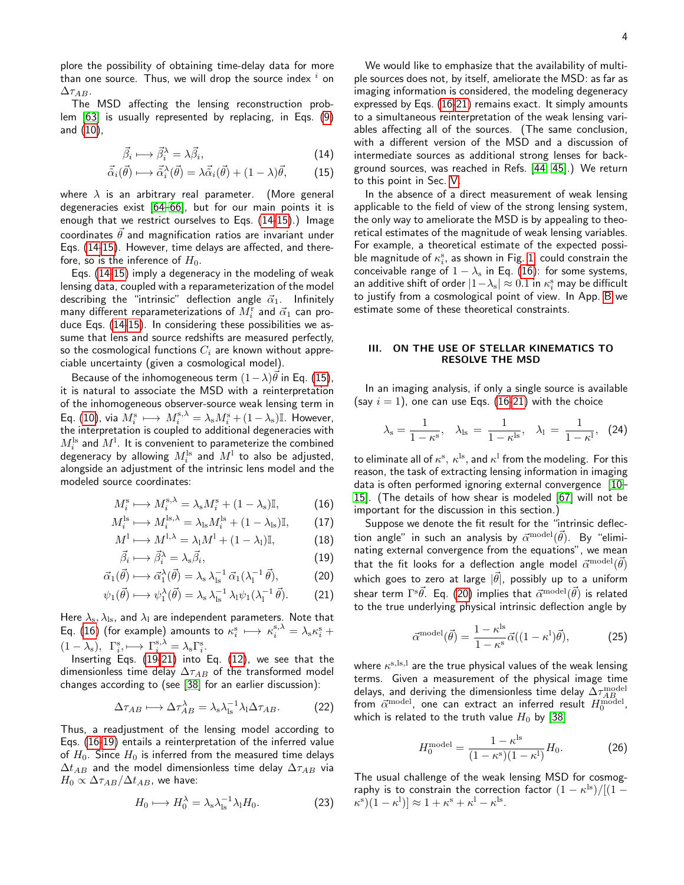plore the possibility of obtaining time-delay data for more than one source. Thus, we will drop the source index $^i$ on $\Delta\tau_{AB}$.

The MSD affecting the lensing reconstruction problem [63] is usually represented by replacing, in Eqs. (9) and (10),

$$\vec{\beta}_i \longmapsto \vec{\beta}_i^\lambda = \lambda\vec{\beta}_i, \tag{14}$$

$$\vec{\tilde{\alpha}}_i(\vec{\theta}) \longmapsto \vec{\tilde{\alpha}}_i^\lambda(\vec{\theta}) = \lambda\vec{\tilde{\alpha}}_i(\vec{\theta}) + (1-\lambda)\vec{\theta}, \tag{15}$$

where $\lambda$ is an arbitrary real parameter. (More general degeneracies exist [64–66], but for our main points it is enough that we restrict ourselves to Eqs. (14-15).) Image coordinates $\vec{\theta}$ and magnification ratios are invariant under Eqs. (14-15). However, time delays are affected, and therefore, so is the inference of $H_0$.

Eqs. (14-15) imply a degeneracy in the modeling of weak lensing data, coupled with a reparameterization of the model describing the "intrinsic" deflection angle $\vec{\alpha}_1$. Infinitely many different reparameterizations of $M_i^{\rm r}$ and $\vec{\alpha}_1$ can produce Eqs. (14-15). In considering these possibilities we assume that lens and source redshifts are measured perfectly, so the cosmological functions $C_i$ are known without appreciable uncertainty (given a cosmological model).

Because of the inhomogeneous term $(1-\lambda)\vec{\theta}$ in Eq. (15), it is natural to associate the MSD with a reinterpretation of the inhomogeneous observer-source weak lensing term in Eq. (10), via $M_i^{\rm s} \longmapsto M_i^{{\rm s},\lambda} = \lambda_{\rm s}M_i^{\rm s} + (1-\lambda_{\rm s})\mathbb{I}$. However, the interpretation is coupled to additional degeneracies with $M_i^{\rm ls}$ and $M^{\rm l}$. It is convenient to parameterize the combined degeneracy by allowing $M_i^{\rm ls}$ and $M^{\rm l}$ to also be adjusted, alongside an adjustment of the intrinsic lens model and the modeled source coordinates:

$$M_i^{\rm s} \longmapsto M_i^{{\rm s},\lambda} = \lambda_{\rm s}M_i^{\rm s} + (1-\lambda_{\rm s})\mathbb{I}, \tag{16}$$

$$M_i^{\rm ls} \longmapsto M_i^{{\rm ls},\lambda} = \lambda_{\rm ls}M_i^{\rm ls} + (1-\lambda_{\rm ls})\mathbb{I}, \tag{17}$$

$$M^{\rm l} \longmapsto M^{{\rm l},\lambda} = \lambda_{\rm l}M^{\rm l} + (1-\lambda_{\rm l})\mathbb{I}, \tag{18}$$

$$\vec{\beta}_i \longmapsto \vec{\beta}_i^\lambda = \lambda_{\rm s}\vec{\beta}_i, \tag{19}$$

$$\vec{\alpha}_1(\vec{\theta}) \longmapsto \vec{\alpha}_1^\lambda(\vec{\theta}) = \lambda_{\rm s}\,\lambda_{\rm ls}^{-1}\,\vec{\alpha}_1(\lambda_{\rm l}^{-1}\,\vec{\theta}), \tag{20}$$

$$\psi_1(\vec{\theta}) \longmapsto \psi_1^\lambda(\vec{\theta}) = \lambda_{\rm s}\,\lambda_{\rm ls}^{-1}\,\lambda_{\rm l}\psi_1(\lambda_{\rm l}^{-1}\,\vec{\theta}). \tag{21}$$

Here $\lambda_{\rm s}, \lambda_{\rm ls}$, and $\lambda_{\rm l}$ are independent parameters. Note that Eq. (16) (for example) amounts to $\kappa_i^{\rm s} \longmapsto \kappa_i^{{\rm s},\lambda} = \lambda_{\rm s}\kappa_i^{\rm s} + (1-\lambda_{\rm s})$, $\Gamma_i^{\rm s}, \longmapsto \Gamma_i^{{\rm s},\lambda} = \lambda_{\rm s}\Gamma_i^{\rm s}$.

Inserting Eqs. (19-21) into Eq. (12), we see that the dimensionless time delay $\Delta\tau_{AB}$ of the transformed model changes according to (see [38] for an earlier discussion):

$$\Delta\tau_{AB} \longmapsto \Delta\tau_{AB}^\lambda = \lambda_{\rm s}\lambda_{\rm ls}^{-1}\lambda_{\rm l}\Delta\tau_{AB}. \tag{22}$$

Thus, a readjustment of the lensing model according to Eqs. (16-19) entails a reinterpretation of the inferred value of $H_0$. Since $H_0$ is inferred from the measured time delays $\Delta t_{AB}$ and the model dimensionless time delay $\Delta\tau_{AB}$ via $H_0 \propto \Delta\tau_{AB}/\Delta t_{AB}$, we have:

$$H_0 \longmapsto H_0^\lambda = \lambda_{\rm s}\lambda_{\rm ls}^{-1}\lambda_{\rm l}H_0. \tag{23}$$

We would like to emphasize that the availability of multiple sources does not, by itself, ameliorate the MSD: as far as imaging information is considered, the modeling degeneracy expressed by Eqs. (16-21) remains exact. It simply amounts to a simultaneous reinterpretation of the weak lensing variables affecting all of the sources. (The same conclusion, with a different version of the MSD and a discussion of intermediate sources as additional strong lenses for background sources, was reached in Refs. [44, 45].) We return to this point in Sec. V.

In the absence of a direct measurement of weak lensing applicable to the field of view of the strong lensing system, the only way to ameliorate the MSD is by appealing to theoretical estimates of the magnitude of weak lensing variables. For example, a theoretical estimate of the expected possible magnitude of $\kappa_i^{\rm s}$, as shown in Fig. 1, could constrain the conceivable range of $1-\lambda_{\rm s}$ in Eq. (16): for some systems, an additive shift of order $|1-\lambda_{\rm s}| \approx 0.1$ in $\kappa_i^{\rm s}$ may be difficult to justify from a cosmological point of view. In App. B we estimate some of these theoretical constraints.

## III. ON THE USE OF STELLAR KINEMATICS TO RESOLVE THE MSD

In an imaging analysis, if only a single source is available (say $i=1$), one can use Eqs. (16-21) with the choice

$$\lambda_{\rm s} = \frac{1}{1-\kappa^{\rm s}}, \quad \lambda_{\rm ls} = \frac{1}{1-\kappa^{\rm ls}}, \quad \lambda_{\rm l} = \frac{1}{1-\kappa^{\rm l}}, \tag{24}$$

to eliminate all of $\kappa^{\rm s}$, $\kappa^{\rm ls}$, and $\kappa^{\rm l}$ from the modeling. For this reason, the task of extracting lensing information in imaging data is often performed ignoring external convergence [10–15]. (The details of how shear is modeled [67] will not be important for the discussion in this section.)

Suppose we denote the fit result for the "intrinsic deflection angle" in such an analysis by $\vec{\alpha}^{\rm model}(\vec{\theta})$. By "eliminating external convergence from the equations", we mean that the fit looks for a deflection angle model $\vec{\alpha}^{\rm model}(\vec{\theta})$ which goes to zero at large $|\vec{\theta}|$, possibly up to a uniform shear term $\Gamma^{\rm s}\vec{\theta}$. Eq. (20) implies that $\vec{\alpha}^{\rm model}(\vec{\theta})$ is related to the true underlying physical intrinsic deflection angle by

$$\vec{\alpha}^{\rm model}(\vec{\theta}) = \frac{1-\kappa^{\rm ls}}{1-\kappa^{\rm s}}\vec{\alpha}((1-\kappa^{\rm l})\vec{\theta}), \tag{25}$$

where $\kappa^{\rm s,ls,l}$ are the true physical values of the weak lensing terms. Given a measurement of the physical image time delays, and deriving the dimensionless time delay $\Delta\tau_{AB}^{\rm model}$ from $\vec{\alpha}^{\rm model}$, one can extract an inferred result $H_0^{\rm model}$, which is related to the truth value $H_0$ by [38]

$$H_0^{\rm model} = \frac{1-\kappa^{\rm ls}}{(1-\kappa^{\rm s})(1-\kappa^{\rm l})}H_0. \tag{26}$$

The usual challenge of the weak lensing MSD for cosmography is to constrain the correction factor $(1-\kappa^{\rm ls})/[(1-\kappa^{\rm s})(1-\kappa^{\rm l})] \approx 1 + \kappa^{\rm s} + \kappa^{\rm l} - \kappa^{\rm ls}$.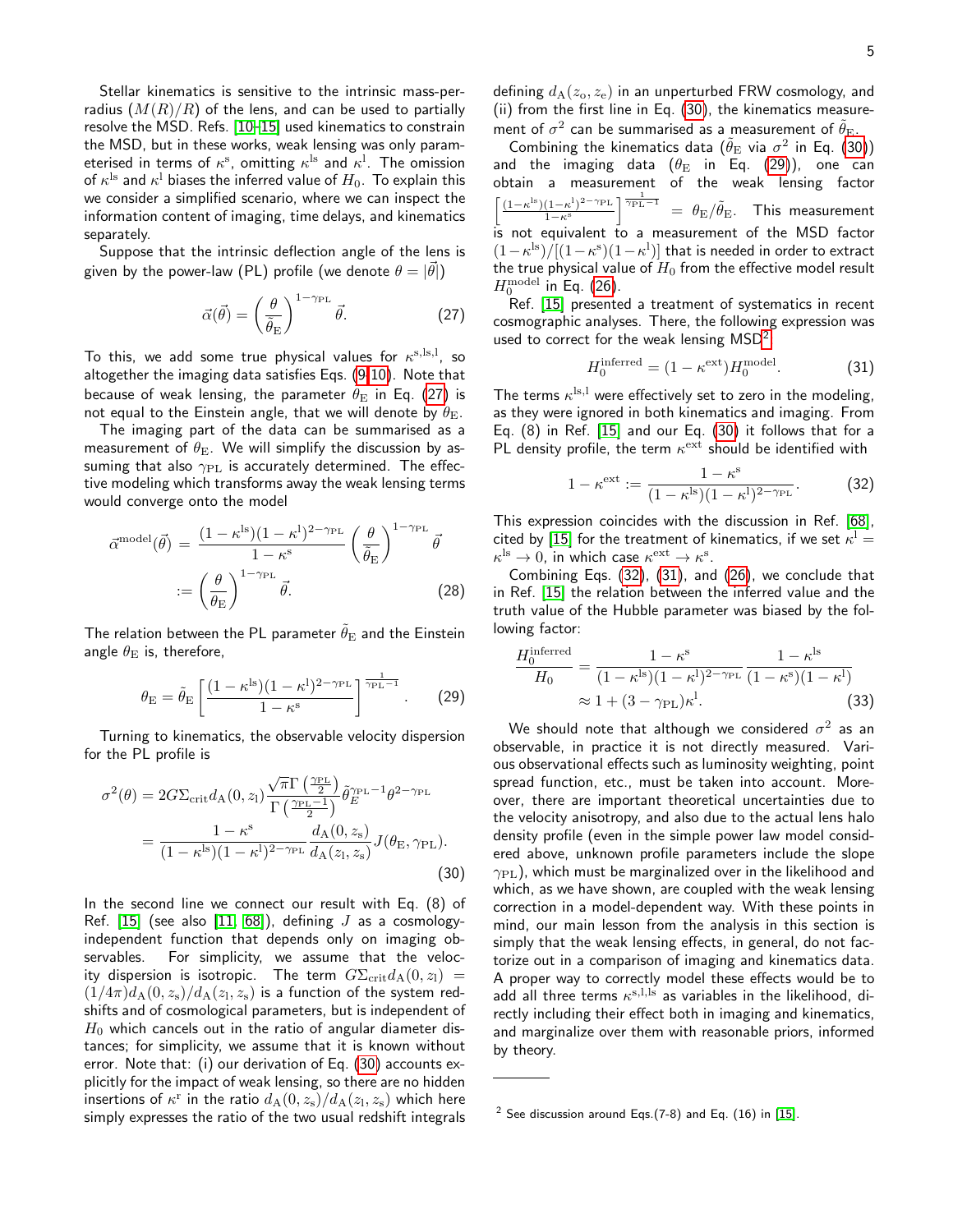Stellar kinematics is sensitive to the intrinsic mass-per-radius ($M(R)/R$) of the lens, and can be used to partially resolve the MSD. Refs. [10–15] used kinematics to constrain the MSD, but in these works, weak lensing was only parameterised in terms of $\kappa^{\rm s}$, omitting $\kappa^{\rm ls}$ and $\kappa^{\rm l}$. The omission of $\kappa^{\rm ls}$ and $\kappa^{\rm l}$ biases the inferred value of $H_0$. To explain this we consider a simplified scenario, where we can inspect the information content of imaging, time delays, and kinematics separately.

Suppose that the intrinsic deflection angle of the lens is given by the power-law (PL) profile (we denote $\theta = |\vec{\theta}|$)

$$\vec{\alpha}(\vec{\theta}) = \left(\frac{\theta}{\tilde{\theta}_{\rm E}}\right)^{1-\gamma_{\rm PL}} \vec{\theta}. \tag{27}$$

To this, we add some true physical values for $\kappa^{\rm s,ls,l}$, so altogether the imaging data satisfies Eqs. (9,10). Note that because of weak lensing, the parameter $\tilde{\theta}_{\rm E}$ in Eq. (27) is not equal to the Einstein angle, that we will denote by $\theta_{\rm E}$.

The imaging part of the data can be summarised as a measurement of $\theta_{\rm E}$. We will simplify the discussion by assuming that also $\gamma_{\rm PL}$ is accurately determined. The effective modeling which transforms away the weak lensing terms would converge onto the model

$$\begin{aligned}\vec{\alpha}^{\rm model}(\vec{\theta}) &= \frac{(1-\kappa^{\rm ls})(1-\kappa^{\rm l})^{2-\gamma_{\rm PL}}}{1-\kappa^{\rm s}}\left(\frac{\theta}{\tilde{\theta}_{\rm E}}\right)^{1-\gamma_{\rm PL}}\vec{\theta} \\ &:= \left(\frac{\theta}{\theta_{\rm E}}\right)^{1-\gamma_{\rm PL}}\vec{\theta}. \end{aligned} \tag{28}$$

The relation between the PL parameter $\tilde{\theta}_{\rm E}$ and the Einstein angle $\theta_{\rm E}$ is, therefore,

$$\theta_{\rm E} = \tilde{\theta}_{\rm E}\left[\frac{(1-\kappa^{\rm ls})(1-\kappa^{\rm l})^{2-\gamma_{\rm PL}}}{1-\kappa^{\rm s}}\right]^{\frac{1}{\gamma_{\rm PL}-1}}. \tag{29}$$

Turning to kinematics, the observable velocity dispersion for the PL profile is

$$\begin{aligned}\sigma^2(\theta) &= 2G\Sigma_{\rm crit}d_{\rm A}(0,z_{\rm l})\frac{\sqrt{\pi}\,\Gamma\left(\frac{\gamma_{\rm PL}}{2}\right)}{\Gamma\left(\frac{\gamma_{\rm PL}-1}{2}\right)}\tilde{\theta}_E^{\gamma_{\rm PL}-1}\theta^{2-\gamma_{\rm PL}} \\ &= \frac{1-\kappa^{\rm s}}{(1-\kappa^{\rm ls})(1-\kappa^{\rm l})^{2-\gamma_{\rm PL}}}\frac{d_{\rm A}(0,z_{\rm s})}{d_{\rm A}(z_{\rm l},z_{\rm s})}J(\theta_{\rm E},\gamma_{\rm PL}). \end{aligned} \tag{30}$$

In the second line we connect our result with Eq. (8) of Ref. [15] (see also [11, 68]), defining $J$ as a cosmology-independent function that depends only on imaging observables. For simplicity, we assume that the velocity dispersion is isotropic. The term $G\Sigma_{\rm crit}d_{\rm A}(0,z_{\rm l}) = (1/4\pi)d_{\rm A}(0,z_{\rm s})/d_{\rm A}(z_{\rm l},z_{\rm s})$ is a function of the system redshifts and of cosmological parameters, but is independent of $H_0$ which cancels out in the ratio of angular diameter distances; for simplicity, we assume that it is known without error. Note that: (i) our derivation of Eq. (30) accounts explicitly for the impact of weak lensing, so there are no hidden insertions of $\kappa^{\rm r}$ in the ratio $d_{\rm A}(0,z_{\rm s})/d_{\rm A}(z_{\rm l},z_{\rm s})$ which here simply expresses the ratio of the two usual redshift integrals defining $d_{\rm A}(z_{\rm o},z_{\rm e})$ in an unperturbed FRW cosmology, and (ii) from the first line in Eq. (30), the kinematics measurement of $\sigma^2$ can be summarised as a measurement of $\tilde{\theta}_{\rm E}$.

Combining the kinematics data ($\tilde{\theta}_{\rm E}$ via $\sigma^2$ in Eq. (30)) and the imaging data ($\theta_{\rm E}$ in Eq. (29)), one can obtain a measurement of the weak lensing factor $\left[\frac{(1-\kappa^{\rm ls})(1-\kappa^{\rm l})^{2-\gamma_{\rm PL}}}{1-\kappa^{\rm s}}\right]^{\frac{1}{\gamma_{\rm PL}-1}} = \theta_{\rm E}/\tilde{\theta}_{\rm E}$. This measurement is not equivalent to a measurement of the MSD factor $(1-\kappa^{\rm ls})/[(1-\kappa^{\rm s})(1-\kappa^{\rm l})]$ that is needed in order to extract the true physical value of $H_0$ from the effective model result $H_0^{\rm model}$ in Eq. (26).

Ref. [15] presented a treatment of systematics in recent cosmographic analyses. There, the following expression was used to correct for the weak lensing MSD[2]:

$$H_0^{\rm inferred} = (1-\kappa^{\rm ext})H_0^{\rm model}. \tag{31}$$

The terms $\kappa^{\rm ls,l}$ were effectively set to zero in the modeling, as they were ignored in both kinematics and imaging. From Eq. (8) in Ref. [15] and our Eq. (30) it follows that for a PL density profile, the term $\kappa^{\rm ext}$ should be identified with

$$1-\kappa^{\rm ext} := \frac{1-\kappa^{\rm s}}{(1-\kappa^{\rm ls})(1-\kappa^{\rm l})^{2-\gamma_{\rm PL}}}. \tag{32}$$

This expression coincides with the discussion in Ref. [68], cited by [15] for the treatment of kinematics, if we set $\kappa^{\rm l} = \kappa^{\rm ls} \to 0$, in which case $\kappa^{\rm ext} \to \kappa^{\rm s}$.

Combining Eqs. (32), (31), and (26), we conclude that in Ref. [15] the relation between the inferred value and the truth value of the Hubble parameter was biased by the following factor:

$$\begin{aligned}\frac{H_0^{\rm inferred}}{H_0} &= \frac{1-\kappa^{\rm s}}{(1-\kappa^{\rm ls})(1-\kappa^{\rm l})^{2-\gamma_{\rm PL}}}\frac{1-\kappa^{\rm ls}}{(1-\kappa^{\rm s})(1-\kappa^{\rm l})} \\ &\approx 1 + (3-\gamma_{\rm PL})\kappa^{\rm l}. \end{aligned} \tag{33}$$

We should note that although we considered $\sigma^2$ as an observable, in practice it is not directly measured. Various observational effects such as luminosity weighting, point spread function, etc., must be taken into account. Moreover, there are important theoretical uncertainties due to the velocity anisotropy, and also due to the actual lens halo density profile (even in the simple power law model considered above, unknown profile parameters include the slope $\gamma_{\rm PL}$), which must be marginalized over in the likelihood and which, as we have shown, are coupled with the weak lensing correction in a model-dependent way. With these points in mind, our main lesson from the analysis in this section is simply that the weak lensing effects, in general, do not factorize out in a comparison of imaging and kinematics data. A proper way to correctly model these effects would be to add all three terms $\kappa^{\rm s,l,ls}$ as variables in the likelihood, directly including their effect both in imaging and kinematics, and marginalize over them with reasonable priors, informed by theory.

---

[2] See discussion around Eqs.(7-8) and Eq. (16) in [15].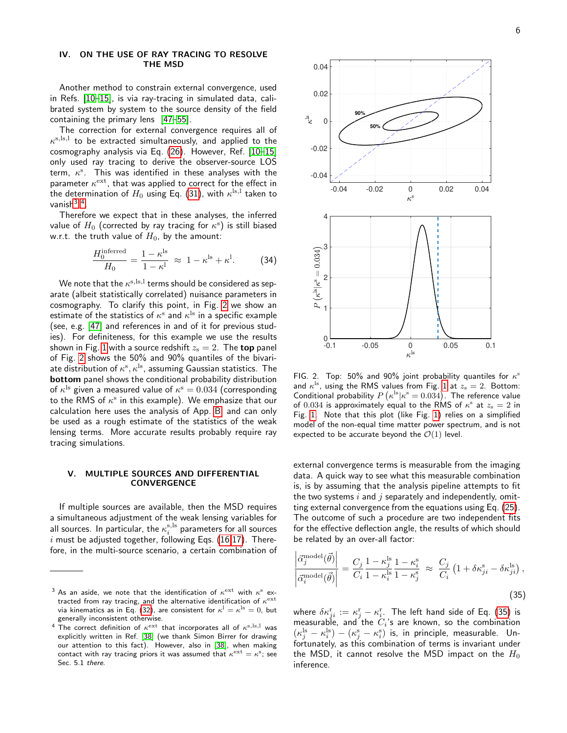## IV. ON THE USE OF RAY TRACING TO RESOLVE THE MSD

Another method to constrain external convergence, used in Refs. [10–15], is via ray-tracing in simulated data, calibrated system by system to the source density of the field containing the primary lens [47–55].

The correction for external convergence requires all of $\kappa^{\rm s,ls,l}$ to be extracted simultaneously, and applied to the cosmography analysis via Eq. (26). However, Ref. [10–15] only used ray tracing to derive the observer-source LOS term, $\kappa^{\rm s}$. This was identified in these analyses with the parameter $\kappa^{\rm ext}$, that was applied to correct for the effect in the determination of $H_0$ using Eq. (31), with $\kappa^{\rm ls,l}$ taken to vanish[3,4].

Therefore we expect that in these analyses, the inferred value of $H_0$ (corrected by ray tracing for $\kappa^{\rm s}$) is still biased w.r.t. the truth value of $H_0$, by the amount:

$$\frac{H_0^{\rm inferred}}{H_0} = \frac{1-\kappa^{\rm ls}}{1-\kappa^{\rm l}} \approx 1 - \kappa^{\rm ls} + \kappa^{\rm l}. \tag{34}$$

We note that the $\kappa^{\rm s,ls,l}$ terms should be considered as separate (albeit statistically correlated) nuisance parameters in cosmography. To clarify this point, in Fig. 2 we show an estimate of the statistics of $\kappa^{\rm s}$ and $\kappa^{\rm ls}$ in a specific example (see, e.g. [47] and references in and of it for previous studies). For definiteness, for this example we use the results shown in Fig. 1 with a source redshift $z_{\rm s} = 2$. The **top** panel of Fig. 2 shows the 50% and 90% quantiles of the bivariate distribution of $\kappa^{\rm s}, \kappa^{\rm ls}$, assuming Gaussian statistics. The **bottom** panel shows the conditional probability distribution of $\kappa^{\rm ls}$ given a measured value of $\kappa^{\rm s} = 0.034$ (corresponding to the RMS of $\kappa^{\rm s}$ in this example). We emphasize that our calculation here uses the analysis of App. B and can only be used as a rough estimate of the statistics of the weak lensing terms. More accurate results probably require ray tracing simulations.

FIG. 2. Top: 50% and 90% joint probability quantiles for $\kappa^{\rm s}$ and $\kappa^{\rm ls}$, using the RMS values from Fig. 1 at $z_{\rm s} = 2$. Bottom: Conditional probability $P\left(\kappa^{\rm ls}|\kappa^{\rm s} = 0.034\right)$. The reference value of $0.034$ is approximately equal to the RMS of $\kappa^{\rm s}$ at $z_{\rm s} = 2$ in Fig. 1. Note that this plot (like Fig. 1) relies on a simplified model of the non-equal time matter power spectrum, and is not expected to be accurate beyond the $\mathcal{O}(1)$ level.

## V. MULTIPLE SOURCES AND DIFFERENTIAL CONVERGENCE

If multiple sources are available, then the MSD requires a simultaneous adjustment of the weak lensing variables for all sources. In particular, the $\kappa_i^{\rm s,ls}$ parameters for all sources $i$ must be adjusted together, following Eqs. (16,17). Therefore, in the multi-source scenario, a certain combination of external convergence terms is measurable from the imaging data. A quick way to see what this measurable combination is, is by assuming that the analysis pipeline attempts to fit the two systems $i$ and $j$ separately and independently, omitting external convergence from the equations using Eq. (25). The outcome of such a procedure are two independent fits for the effective deflection angle, the results of which should be related by an over-all factor:

$$\frac{\left|\vec{\alpha}_j^{\rm model}(\vec{\theta})\right|}{\left|\vec{\alpha}_i^{\rm model}(\vec{\theta})\right|} = \frac{C_j}{C_i}\frac{1-\kappa_j^{\rm ls}}{1-\kappa_i^{\rm ls}}\frac{1-\kappa_i^{\rm s}}{1-\kappa_j^{\rm s}} \approx \frac{C_j}{C_i}\left(1+\delta\kappa_{ji}^{\rm s}-\delta\kappa_{ji}^{\rm ls}\right), \tag{35}$$

where $\delta\kappa_{ji}^{\rm r} := \kappa_j^{\rm r} - \kappa_i^{\rm r}$. The left hand side of Eq. (35) is measurable, and the $C_i$'s are known, so the combination $\left(\kappa_j^{\rm ls} - \kappa_i^{\rm ls}\right) - \left(\kappa_j^{\rm s} - \kappa_i^{\rm s}\right)$ is, in principle, measurable. Unfortunately, as this combination of terms is invariant under the MSD, it cannot resolve the MSD impact on the $H_0$ inference.

---

[3] As an aside, we note that the identification of $\kappa^{\rm ext}$ with $\kappa^{\rm s}$ extracted from ray tracing, and the alternative identification of $\kappa^{\rm ext}$ via kinematics as in Eq. (32), are consistent for $\kappa^{\rm l} = \kappa^{\rm ls} = 0$, but generally inconsistent otherwise.

[4] The correct definition of $\kappa^{\rm ext}$ that incorporates all of $\kappa^{\rm s,ls,l}$ was explicitly written in Ref. [38] (we thank Simon Birrer for drawing our attention to this fact). However, also in [38], when making contact with ray tracing priors it was assumed that $\kappa^{\rm ext} = \kappa^{\rm s}$; see Sec. 5.1 *there*.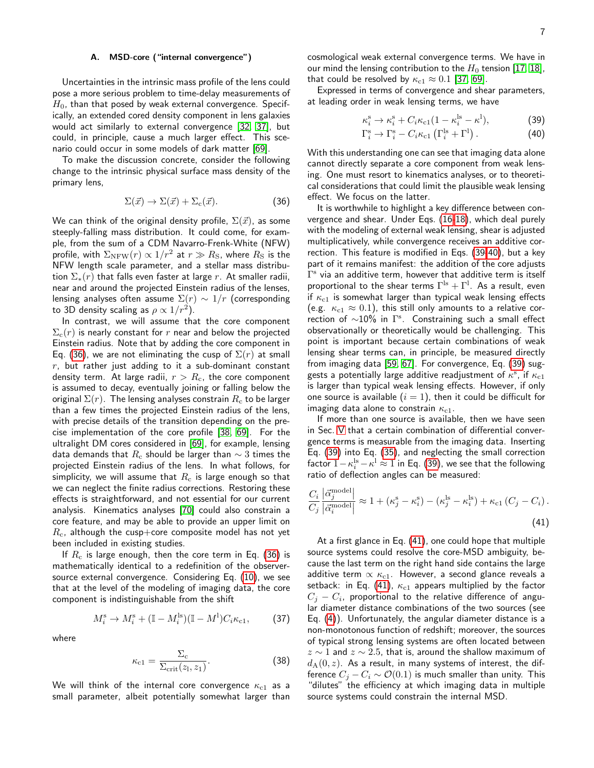### A. MSD-core ("internal convergence")

Uncertainties in the intrinsic mass profile of the lens could pose a more serious problem to time-delay measurements of $H_0$, than that posed by weak external convergence. Specifically, an extended cored density component in lens galaxies would act similarly to external convergence [32, 37], but could, in principle, cause a much larger effect. This scenario could occur in some models of dark matter [69].

To make the discussion concrete, consider the following change to the intrinsic physical surface mass density of the primary lens,

$$\Sigma(\vec{x}) \to \Sigma(\vec{x}) + \Sigma_{\rm c}(\vec{x}). \tag{36}$$

We can think of the original density profile, $\Sigma(\vec{x})$, as some steeply-falling mass distribution. It could come, for example, from the sum of a CDM Navarro-Frenk-White (NFW) profile, with $\Sigma_{\rm NFW}(r) \propto 1/r^2$ at $r \gg R_{\rm S}$, where $R_{\rm S}$ is the NFW length scale parameter, and a stellar mass distribution $\Sigma_*(r)$ that falls even faster at large $r$. At smaller radii, near and around the projected Einstein radius of the lenses, lensing analyses often assume $\Sigma(r) \sim 1/r$ (corresponding to 3D density scaling as $\rho \propto 1/r^2$).

In contrast, we will assume that the core component $\Sigma_{\rm c}(r)$ is nearly constant for $r$ near and below the projected Einstein radius. Note that by adding the core component in Eq. (36), we are not eliminating the cusp of $\Sigma(r)$ at small $r$, but rather just adding to it a sub-dominant constant density term. At large radii, $r > R_{\rm c}$, the core component is assumed to decay, eventually joining or falling below the original $\Sigma(r)$. The lensing analyses constrain $R_{\rm c}$ to be larger than a few times the projected Einstein radius of the lens, with precise details of the transition depending on the precise implementation of the core profile [38, 69]. For the ultralight DM cores considered in [69], for example, lensing data demands that $R_{\rm c}$ should be larger than $\sim 3$ times the projected Einstein radius of the lens. In what follows, for simplicity, we will assume that $R_{\rm c}$ is large enough so that we can neglect the finite radius corrections. Restoring these effects is straightforward, and not essential for our current analysis. Kinematics analyses [70] could also constrain a core feature, and may be able to provide an upper limit on $R_{\rm c}$, although the cusp+core composite model has not yet been included in existing studies.

If $R_{\rm c}$ is large enough, then the core term in Eq. (36) is mathematically identical to a redefinition of the observer-source external convergence. Considering Eq. (10), we see that at the level of the modeling of imaging data, the core component is indistinguishable from the shift

$$M^{\rm s}_i \to M^{\rm s}_i + (\mathbb{I} - M^{\rm ls}_i)(\mathbb{I} - M^{\rm l}) C_i \kappa_{\rm c1}, \tag{37}$$

where

$$\kappa_{\rm c1} = \frac{\Sigma_{\rm c}}{\Sigma_{\rm crit}(z_1, z_1)}. \tag{38}$$

We will think of the internal core convergence $\kappa_{\rm c1}$ as a small parameter, albeit potentially somewhat larger than cosmological weak external convergence terms. We have in our mind the lensing contribution to the $H_0$ tension [17, 18], that could be resolved by $\kappa_{\rm c1} \approx 0.1$ [37, 69].

Expressed in terms of convergence and shear parameters, at leading order in weak lensing terms, we have

$$\kappa^{\rm s}_i \to \kappa^{\rm s}_i + C_i \kappa_{\rm c1} (1 - \kappa^{\rm ls}_i - \kappa^{\rm l}), \tag{39}$$

$$\Gamma^{\rm s}_i \to \Gamma^{\rm s}_i - C_i \kappa_{\rm c1} \left(\Gamma^{\rm ls}_i + \Gamma^{\rm l}\right). \tag{40}$$

With this understanding one can see that imaging data alone cannot directly separate a core component from weak lensing. One must resort to kinematics analyses, or to theoretical considerations that could limit the plausible weak lensing effect. We focus on the latter.

It is worthwhile to highlight a key difference between convergence and shear. Under Eqs. (16-18), which deal purely with the modeling of external weak lensing, shear is adjusted multiplicatively, while convergence receives an additive correction. This feature is modified in Eqs. (39-40), but a key part of it remains manifest: the addition of the core adjusts $\Gamma^{\rm s}$ via an additive term, however that additive term is itself proportional to the shear terms $\Gamma^{\rm ls} + \Gamma^{\rm l}$. As a result, even if $\kappa_{\rm c1}$ is somewhat larger than typical weak lensing effects (e.g. $\kappa_{\rm c1} \approx 0.1$), this still only amounts to a relative correction of $\sim$10% in $\Gamma^{\rm s}$. Constraining such a small effect observationally or theoretically would be challenging. This point is important because certain combinations of weak lensing shear terms can, in principle, be measured directly from imaging data [59, 67]. For convergence, Eq. (39) suggests a potentially large additive readjustment of $\kappa^{\rm s}$, if $\kappa_{\rm c1}$ is larger than typical weak lensing effects. However, if only one source is available ($i = 1$), then it could be difficult for imaging data alone to constrain $\kappa_{\rm c1}$.

If more than one source is available, then we have seen in Sec. V that a certain combination of differential convergence terms is measurable from the imaging data. Inserting Eq. (39) into Eq. (35), and neglecting the small correction factor $1 - \kappa^{\rm ls}_i - \kappa^{\rm l} \approx 1$ in Eq. (39), we see that the following ratio of deflection angles can be measured:

$$\frac{C_i}{C_j} \frac{\left|\vec{\alpha}^{\rm model}_j\right|}{\left|\vec{\alpha}^{\rm model}_i\right|} \approx 1 + (\kappa^{\rm s}_j - \kappa^{\rm s}_i) - (\kappa^{\rm ls}_j - \kappa^{\rm ls}_i) + \kappa_{\rm c1} \left(C_j - C_i\right). \tag{41}$$

At a first glance in Eq. (41), one could hope that multiple source systems could resolve the core-MSD ambiguity, because the last term on the right hand side contains the large additive term $\propto \kappa_{\rm c1}$. However, a second glance reveals a setback: in Eq. (41), $\kappa_{\rm c1}$ appears multiplied by the factor $C_j - C_i$, proportional to the relative difference of angular diameter distance combinations of the two sources (see Eq. (4)). Unfortunately, the angular diameter distance is a non-monotonous function of redshift; moreover, the sources of typical strong lensing systems are often located between $z \sim 1$ and $z \sim 2.5$, that is, around the shallow maximum of $d_{\rm A}(0, z)$. As a result, in many systems of interest, the difference $C_j - C_i \sim \mathcal{O}(0.1)$ is much smaller than unity. This "dilutes" the efficiency at which imaging data in multiple source systems could constrain the internal MSD.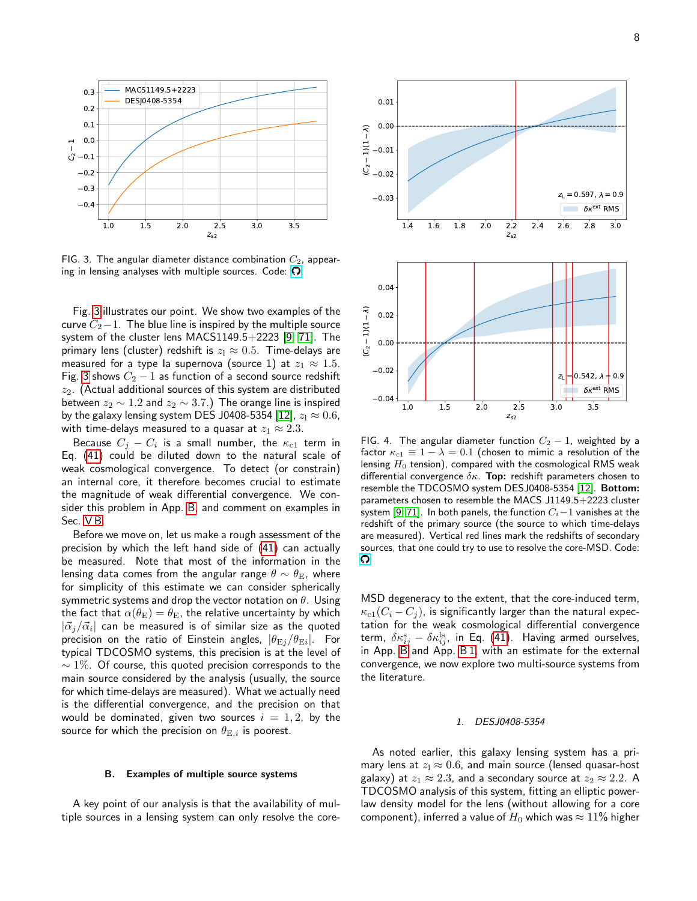FIG. 3. The angular diameter distance combination $C_2$, appearing in lensing analyses with multiple sources. Code:

Fig. 3 illustrates our point. We show two examples of the curve $C_2 - 1$. The blue line is inspired by the multiple source system of the cluster lens MACS1149.5+2223 [9, 71]. The primary lens (cluster) redshift is $z_l \approx 0.5$. Time-delays are measured for a type Ia supernova (source 1) at $z_1 \approx 1.5$. Fig. 3 shows $C_2 - 1$ as function of a second source redshift $z_2$. (Actual additional sources of this system are distributed between $z_2 \sim 1.2$ and $z_2 \sim 3.7$.) The orange line is inspired by the galaxy lensing system DES J0408-5354 [12], $z_l \approx 0.6$, with time-delays measured to a quasar at $z_1 \approx 2.3$.

Because $C_j - C_i$ is a small number, the $\kappa_{c1}$ term in Eq. (41) could be diluted down to the natural scale of weak cosmological convergence. To detect (or constrain) an internal core, it therefore becomes crucial to estimate the magnitude of weak differential convergence. We consider this problem in App. B, and comment on examples in Sec. V B.

Before we move on, let us make a rough assessment of the precision by which the left hand side of (41) can actually be measured. Note that most of the information in the lensing data comes from the angular range $\theta \sim \theta_E$, where for simplicity of this estimate we can consider spherically symmetric systems and drop the vector notation on $\theta$. Using the fact that $\alpha(\theta_E) = \theta_E$, the relative uncertainty by which $|\vec{\alpha}_j/\vec{\alpha}_i|$ can be measured is of similar size as the quoted precision on the ratio of Einstein angles, $|\theta_{Ej}/\theta_{Ei}|$. For typical TDCOSMO systems, this precision is at the level of $\sim 1\%$. Of course, this quoted precision corresponds to the main source considered by the analysis (usually, the source for which time-delays are measured). What we actually need is the differential convergence, and the precision on that would be dominated, given two sources $i = 1, 2$, by the source for which the precision on $\theta_{E,i}$ is poorest.

### B. Examples of multiple source systems

A key point of our analysis is that the availability of multiple sources in a lensing system can only resolve the core-MSD degeneracy to the extent, that the core-induced term, $\kappa_{c1}(C_i - C_j)$, is significantly larger than the natural expectation for the weak cosmological differential convergence term, $\delta\kappa^{s}_{ij} - \delta\kappa^{ls}_{ij}$, in Eq. (41). Having armed ourselves, in App. B and App. B 1, with an estimate for the external convergence, we now explore two multi-source systems from the literature.

FIG. 4. The angular diameter function $C_2 - 1$, weighted by a factor $\kappa_{c1} \equiv 1 - \lambda = 0.1$ (chosen to mimic a resolution of the lensing $H_0$ tension), compared with the cosmological RMS weak differential convergence $\delta\kappa$. **Top:** redshift parameters chosen to resemble the TDCOSMO system DESJ0408-5354 [12]. **Bottom:** parameters chosen to resemble the MACS J1149.5+2223 cluster system [9, 71]. In both panels, the function $C_i - 1$ vanishes at the redshift of the primary source (the source to which time-delays are measured). Vertical red lines mark the redshifts of secondary sources, that one could try to use to resolve the core-MSD. Code:

#### 1. DESJ0408-5354

As noted earlier, this galaxy lensing system has a primary lens at $z_l \approx 0.6$, and main source (lensed quasar-host galaxy) at $z_1 \approx 2.3$, and a secondary source at $z_2 \approx 2.2$. A TDCOSMO analysis of this system, fitting an elliptic power-law density model for the lens (without allowing for a core component), inferred a value of $H_0$ which was $\approx 11\%$ higher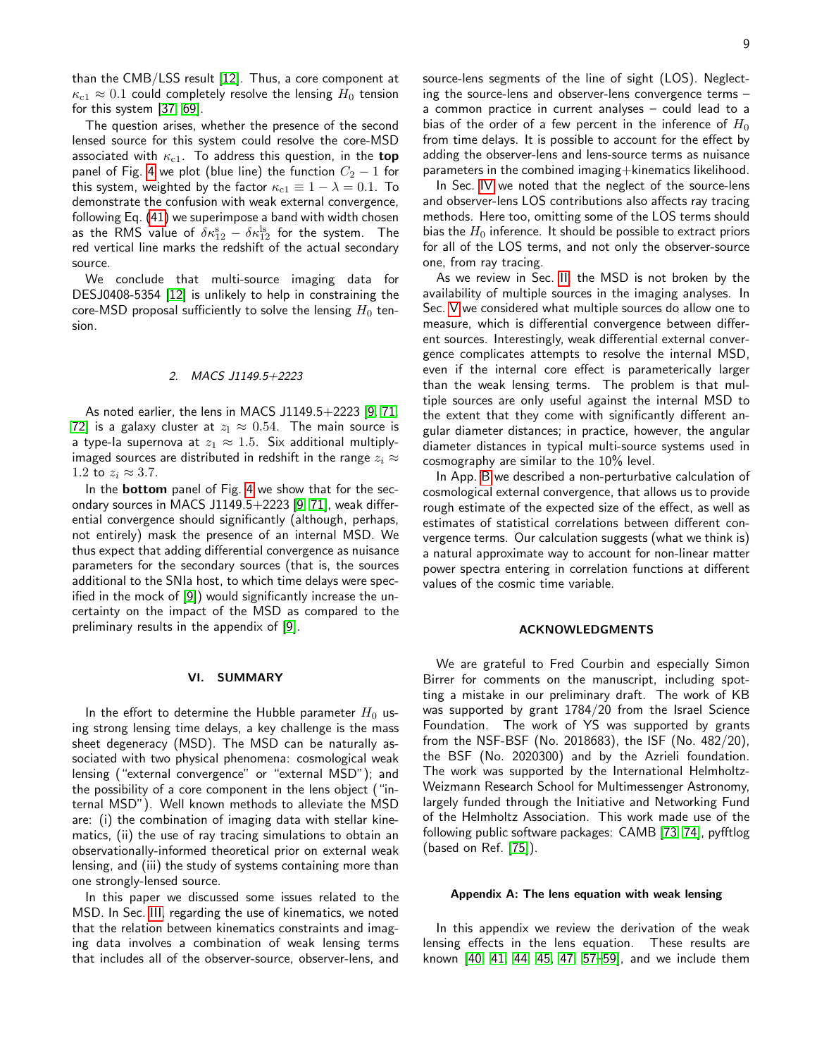than the CMB/LSS result [12]. Thus, a core component at $\kappa_{c1} \approx 0.1$ could completely resolve the lensing $H_0$ tension for this system [37, 69].

The question arises, whether the presence of the second lensed source for this system could resolve the core-MSD associated with $\kappa_{c1}$. To address this question, in the **top** panel of Fig. 4 we plot (blue line) the function $C_2 - 1$ for this system, weighted by the factor $\kappa_{c1} \equiv 1 - \lambda = 0.1$. To demonstrate the confusion with weak external convergence, following Eq. (41) we superimpose a band with width chosen as the RMS value of $\delta\kappa^{s}_{12} - \delta\kappa^{ls}_{12}$ for the system. The red vertical line marks the redshift of the actual secondary source.

We conclude that multi-source imaging data for DESJ0408-5354 [12] is unlikely to help in constraining the core-MSD proposal sufficiently to solve the lensing $H_0$ tension.

#### 2. MACS J1149.5+2223

As noted earlier, the lens in MACS J1149.5+2223 [9, 71, 72] is a galaxy cluster at $z_l \approx 0.54$. The main source is a type-Ia supernova at $z_1 \approx 1.5$. Six additional multiply-imaged sources are distributed in redshift in the range $z_i \approx 1.2$ to $z_i \approx 3.7$.

In the **bottom** panel of Fig. 4 we show that for the secondary sources in MACS J1149.5+2223 [9, 71], weak differential convergence should significantly (although, perhaps, not entirely) mask the presence of an internal MSD. We thus expect that adding differential convergence as nuisance parameters for the secondary sources (that is, the sources additional to the SNIa host, to which time delays were specified in the mock of [9]) would significantly increase the uncertainty on the impact of the MSD as compared to the preliminary results in the appendix of [9].

## VI. SUMMARY

In the effort to determine the Hubble parameter $H_0$ using strong lensing time delays, a key challenge is the mass sheet degeneracy (MSD). The MSD can be naturally associated with two physical phenomena: cosmological weak lensing ("external convergence" or "external MSD"); and the possibility of a core component in the lens object ("internal MSD"). Well known methods to alleviate the MSD are: (i) the combination of imaging data with stellar kinematics, (ii) the use of ray tracing simulations to obtain an observationally-informed theoretical prior on external weak lensing, and (iii) the study of systems containing more than one strongly-lensed source.

In this paper we discussed some issues related to the MSD. In Sec. III, regarding the use of kinematics, we noted that the relation between kinematics constraints and imaging data involves a combination of weak lensing terms that includes all of the observer-source, observer-lens, and source-lens segments of the line of sight (LOS). Neglecting the source-lens and observer-lens convergence terms – a common practice in current analyses – could lead to a bias of the order of a few percent in the inference of $H_0$ from time delays. It is possible to account for the effect by adding the observer-lens and lens-source terms as nuisance parameters in the combined imaging+kinematics likelihood.

In Sec. IV we noted that the neglect of the source-lens and observer-lens LOS contributions also affects ray tracing methods. Here too, omitting some of the LOS terms should bias the $H_0$ inference. It should be possible to extract priors for all of the LOS terms, and not only the observer-source one, from ray tracing.

As we review in Sec. II, the MSD is not broken by the availability of multiple sources in the imaging analyses. In Sec. V we considered what multiple sources do allow one to measure, which is differential convergence between different sources. Interestingly, weak differential external convergence complicates attempts to resolve the internal MSD, even if the internal core effect is parameterically larger than the weak lensing terms. The problem is that multiple sources are only useful against the internal MSD to the extent that they come with significantly different angular diameter distances; in practice, however, the angular diameter distances in typical multi-source systems used in cosmography are similar to the 10% level.

In App. B we described a non-perturbative calculation of cosmological external convergence, that allows us to provide rough estimate of the expected size of the effect, as well as estimates of statistical correlations between different convergence terms. Our calculation suggests (what we think is) a natural approximate way to account for non-linear matter power spectra entering in correlation functions at different values of the cosmic time variable.

## ACKNOWLEDGMENTS

We are grateful to Fred Courbin and especially Simon Birrer for comments on the manuscript, including spotting a mistake in our preliminary draft. The work of KB was supported by grant 1784/20 from the Israel Science Foundation. The work of YS was supported by grants from the NSF-BSF (No. 2018683), the ISF (No. 482/20), the BSF (No. 2020300) and by the Azrieli foundation. The work was supported by the International Helmholtz-Weizmann Research School for Multimessenger Astronomy, largely funded through the Initiative and Networking Fund of the Helmholtz Association. This work made use of the following public software packages: CAMB [73, 74], pyfftlog (based on Ref. [75]).

### Appendix A: The lens equation with weak lensing

In this appendix we review the derivation of the weak lensing effects in the lens equation. These results are known [40, 41, 44, 45, 47, 57–59], and we include them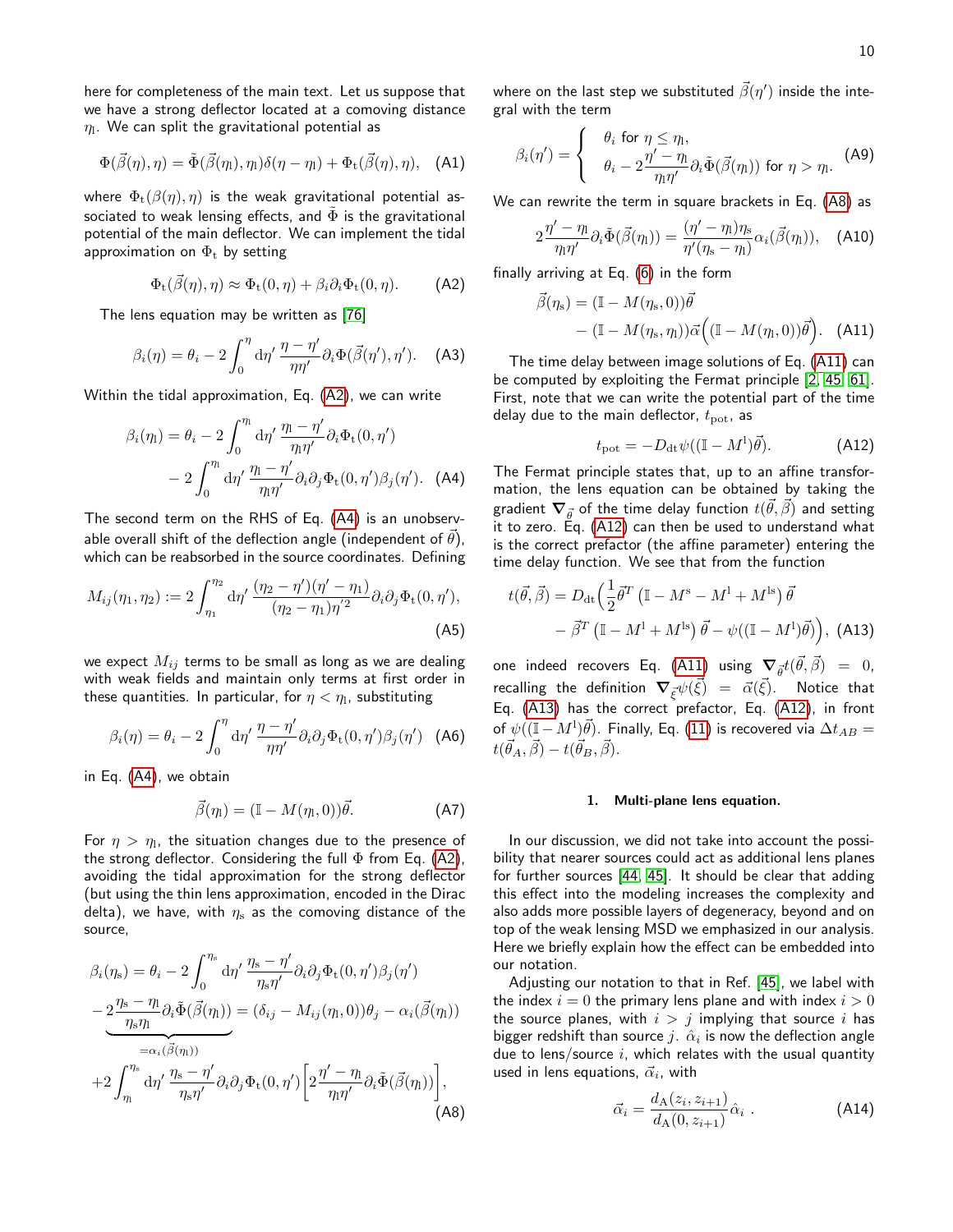here for completeness of the main text. Let us suppose that we have a strong deflector located at a comoving distance $\eta_l$. We can split the gravitational potential as

$$\Phi(\vec{\beta}(\eta),\eta) = \tilde{\Phi}(\vec{\beta}(\eta_l),\eta_l)\delta(\eta-\eta_l) + \Phi_t(\vec{\beta}(\eta),\eta), \quad \text{(A1)}$$

where $\Phi_t(\beta(\eta),\eta)$ is the weak gravitational potential associated to weak lensing effects, and $\tilde{\Phi}$ is the gravitational potential of the main deflector. We can implement the tidal approximation on $\Phi_t$ by setting

$$\Phi_t(\vec{\beta}(\eta),\eta) \approx \Phi_t(0,\eta) + \beta_i \partial_i \Phi_t(0,\eta). \quad \text{(A2)}$$

The lens equation may be written as [76]

$$\beta_i(\eta) = \theta_i - 2\int_0^{\eta} d\eta' \, \frac{\eta-\eta'}{\eta\eta'}\partial_i \Phi(\vec{\beta}(\eta'),\eta'). \quad \text{(A3)}$$

Within the tidal approximation, Eq. (A2), we can write

$$\begin{aligned}\beta_i(\eta_l) = \theta_i &- 2\int_0^{\eta_l} d\eta' \, \frac{\eta_l-\eta'}{\eta_l\eta'}\partial_i \Phi_t(0,\eta') \\ &- 2\int_0^{\eta_l} d\eta' \, \frac{\eta_l-\eta'}{\eta_l\eta'}\partial_i\partial_j \Phi_t(0,\eta')\beta_j(\eta'). \quad \text{(A4)}\end{aligned}$$

The second term on the RHS of Eq. (A4) is an unobservable overall shift of the deflection angle (independent of $\vec{\theta}$), which can be reabsorbed in the source coordinates. Defining

$$M_{ij}(\eta_1,\eta_2) := 2\int_{\eta_1}^{\eta_2} d\eta' \, \frac{(\eta_2-\eta')(\eta'-\eta_1)}{(\eta_2-\eta_1)\eta'^2}\partial_i\partial_j \Phi_t(0,\eta'), \quad \text{(A5)}$$

we expect $M_{ij}$ terms to be small as long as we are dealing with weak fields and maintain only terms at first order in these quantities. In particular, for $\eta < \eta_l$, substituting

$$\beta_i(\eta) = \theta_i - 2\int_0^{\eta} d\eta' \, \frac{\eta-\eta'}{\eta\eta'}\partial_i\partial_j \Phi_t(0,\eta')\beta_j(\eta') \quad \text{(A6)}$$

in Eq. (A4), we obtain

$$\vec{\beta}(\eta_l) = (\mathbb{I} - M(\eta_l,0))\vec{\theta}. \quad \text{(A7)}$$

For $\eta > \eta_l$, the situation changes due to the presence of the strong deflector. Considering the full $\Phi$ from Eq. (A2), avoiding the tidal approximation for the strong deflector (but using the thin lens approximation, encoded in the Dirac delta), we have, with $\eta_s$ as the comoving distance of the source,

$$\begin{aligned}\beta_i(\eta_s) = \theta_i &- 2\int_0^{\eta_s} d\eta' \, \frac{\eta_s-\eta'}{\eta_s\eta'}\partial_i\partial_j \Phi_t(0,\eta')\beta_j(\eta') \\ &\underbrace{- 2\frac{\eta_s-\eta_l}{\eta_s\eta_l}\partial_i\tilde{\Phi}(\vec{\beta}(\eta_l))}_{=\alpha_i(\vec{\beta}(\eta_l))} = (\delta_{ij} - M_{ij}(\eta_l,0))\theta_j - \alpha_i(\vec{\beta}(\eta_l)) \\ &+ 2\int_{\eta_l}^{\eta_s} d\eta' \, \frac{\eta_s-\eta'}{\eta_s\eta'}\partial_i\partial_j \Phi_t(0,\eta')\left[2\frac{\eta'-\eta_l}{\eta_l\eta'}\partial_i\tilde{\Phi}(\vec{\beta}(\eta_l))\right], \quad \text{(A8)}\end{aligned}$$

where on the last step we substituted $\vec{\beta}(\eta')$ inside the integral with the term

$$\beta_i(\eta') = \begin{cases} \theta_i \text{ for } \eta \le \eta_l, \\ \theta_i - 2\dfrac{\eta'-\eta_l}{\eta_l\eta'}\partial_i\tilde{\Phi}(\vec{\beta}(\eta_l)) \text{ for } \eta > \eta_l. \end{cases} \quad \text{(A9)}$$

We can rewrite the term in square brackets in Eq. (A8) as

$$2\frac{\eta'-\eta_l}{\eta_l\eta'}\partial_i\tilde{\Phi}(\vec{\beta}(\eta_l)) = \frac{(\eta'-\eta_l)\eta_s}{\eta'(\eta_s-\eta_l)}\alpha_i(\vec{\beta}(\eta_l)), \quad \text{(A10)}$$

finally arriving at Eq. (6) in the form

$$\begin{aligned}\vec{\beta}(\eta_s) = &(\mathbb{I} - M(\eta_s,0))\vec{\theta} \\ &- (\mathbb{I} - M(\eta_s,\eta_l))\vec{\alpha}\Big((\mathbb{I} - M(\eta_l,0))\vec{\theta}\Big). \quad \text{(A11)}\end{aligned}$$

The time delay between image solutions of Eq. (A11) can be computed by exploiting the Fermat principle [2, 45, 61]. First, note that we can write the potential part of the time delay due to the main deflector, $t_{\rm pot}$, as

$$t_{\rm pot} = -D_{\rm dt}\psi((\mathbb{I} - M^{\rm l})\vec{\theta}). \quad \text{(A12)}$$

The Fermat principle states that, up to an affine transformation, the lens equation can be obtained by taking the gradient $\boldsymbol{\nabla}_{\vec{\theta}}$ of the time delay function $t(\vec{\theta},\vec{\beta})$ and setting it to zero. Eq. (A12) can then be used to understand what is the correct prefactor (the affine parameter) entering the time delay function. We see that from the function

$$\begin{aligned}t(\vec{\theta},\vec{\beta}) = D_{\rm dt}\Big(&\frac{1}{2}\vec{\theta}^T\left(\mathbb{I} - M^{\rm s} - M^{\rm l} + M^{\rm ls}\right)\vec{\theta} \\ &- \vec{\beta}^T\left(\mathbb{I} - M^{\rm l} + M^{\rm ls}\right)\vec{\theta} - \psi((\mathbb{I} - M^{\rm l})\vec{\theta})\Big), \quad \text{(A13)}\end{aligned}$$

one indeed recovers Eq. (A11) using $\boldsymbol{\nabla}_{\vec{\theta}}t(\vec{\theta},\vec{\beta}) = 0$, recalling the definition $\boldsymbol{\nabla}_{\vec{\xi}}\psi(\vec{\xi}) = \vec{\alpha}(\vec{\xi})$. Notice that Eq. (A13) has the correct prefactor, Eq. (A12), in front of $\psi((\mathbb{I} - M^{\rm l})\vec{\theta})$. Finally, Eq. (11) is recovered via $\Delta t_{AB} = t(\vec{\theta}_A,\vec{\beta}) - t(\vec{\theta}_B,\vec{\beta})$.

### 1. Multi-plane lens equation.

In our discussion, we did not take into account the possibility that nearer sources could act as additional lens planes for further sources [44, 45]. It should be clear that adding this effect into the modeling increases the complexity and also adds more possible layers of degeneracy, beyond and on top of the weak lensing MSD we emphasized in our analysis. Here we briefly explain how the effect can be embedded into our notation.

Adjusting our notation to that in Ref. [45], we label with the index $i = 0$ the primary lens plane and with index $i > 0$ the source planes, with $i > j$ implying that source $i$ has bigger redshift than source $j$. $\hat{\alpha}_i$ is now the deflection angle due to lens/source $i$, which relates with the usual quantity used in lens equations, $\vec{\alpha}_i$, with

$$\vec{\alpha}_i = \frac{d_{\rm A}(z_i, z_{i+1})}{d_{\rm A}(0, z_{i+1})}\hat{\alpha}_i \,. \quad \text{(A14)}$$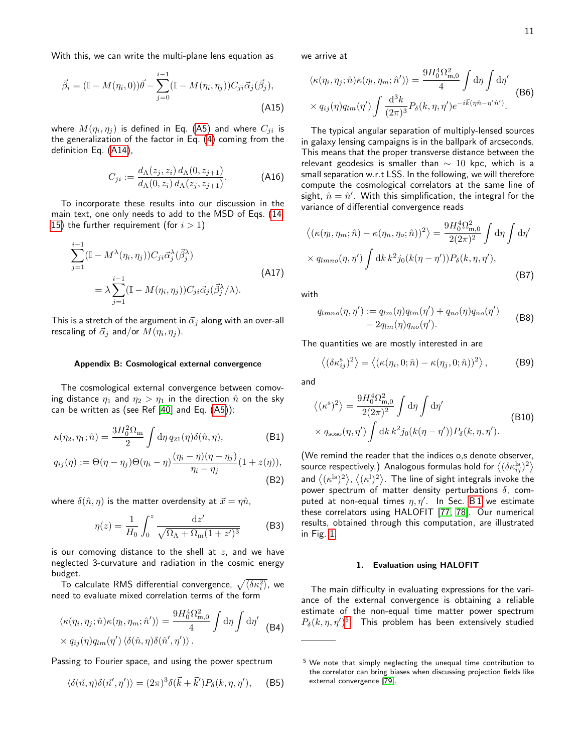With this, we can write the multi-plane lens equation as

$$\vec{\beta}_i = (\mathbb{I} - M(\eta_i, 0))\vec{\theta} - \sum_{j=0}^{i-1} (\mathbb{I} - M(\eta_i, \eta_j)) C_{ji} \vec{\alpha}_j(\vec{\beta}_j), \tag{A15}$$

where $M(\eta_i, \eta_j)$ is defined in Eq. (A5) and where $C_{ji}$ is the generalization of the factor in Eq. (4) coming from the definition Eq. (A14),

$$C_{ji} := \frac{d_{\rm A}(z_j, z_i)\, d_{\rm A}(0, z_{j+1})}{d_{\rm A}(0, z_i)\, d_{\rm A}(z_j, z_{j+1})}. \tag{A16}$$

To incorporate these results into our discussion in the main text, one only needs to add to the MSD of Eqs. (14, 15) the further requirement (for $i > 1$)

$$\begin{aligned} &\sum_{j=1}^{i-1} (\mathbb{I} - M^{\lambda}(\eta_i, \eta_j)) C_{ji} \vec{\alpha}_j^{\lambda}(\vec{\beta}_j^{\lambda}) \\ &\quad = \lambda \sum_{j=1}^{i-1} (\mathbb{I} - M(\eta_i, \eta_j)) C_{ji} \vec{\alpha}_j(\vec{\beta}_j^{\lambda}/\lambda). \end{aligned} \tag{A17}$$

This is a stretch of the argument in $\vec{\alpha}_j$ along with an over-all rescaling of $\vec{\alpha}_j$ and/or $M(\eta_i, \eta_j)$.

## Appendix B: Cosmological external convergence

The cosmological external convergence between comoving distance $\eta_1$ and $\eta_2 > \eta_1$ in the direction $\hat{n}$ on the sky can be written as (see Ref [40] and Eq. (A5)):

$$\kappa(\eta_2, \eta_1; \hat{n}) = \frac{3H_0^2 \Omega_{\rm m}}{2} \int {\rm d}\eta\, q_{21}(\eta) \delta(\hat{n}, \eta), \tag{B1}$$

$$q_{ij}(\eta) := \Theta(\eta - \eta_j)\Theta(\eta_i - \eta) \frac{(\eta_i - \eta)(\eta - \eta_j)}{\eta_i - \eta_j}(1 + z(\eta)), \tag{B2}$$

where $\delta(\hat{n}, \eta)$ is the matter overdensity at $\vec{x} = \eta\hat{n}$,

$$\eta(z) = \frac{1}{H_0} \int_0^z \frac{{\rm d}z'}{\sqrt{\Omega_\Lambda + \Omega_{\rm m}(1 + z')^3}} \tag{B3}$$

is our comoving distance to the shell at $z$, and we have neglected 3-curvature and radiation in the cosmic energy budget.

To calculate RMS differential convergence, $\sqrt{\langle \delta\kappa_i^2 \rangle}$, we need to evaluate mixed correlation terms of the form

$$\begin{aligned} \langle \kappa(\eta_i, \eta_j; \hat{n}) \kappa(\eta_l, \eta_m; \hat{n}') \rangle &= \frac{9H_0^4 \Omega_{\rm m,0}^2}{4} \int {\rm d}\eta \int {\rm d}\eta' \\ &\times q_{ij}(\eta) q_{lm}(\eta') \langle \delta(\hat{n}, \eta) \delta(\hat{n}', \eta') \rangle . \end{aligned} \tag{B4}$$

Passing to Fourier space, and using the power spectrum

$$\langle \delta(\vec{n}, \eta) \delta(\vec{n}', \eta') \rangle = (2\pi)^3 \delta(\vec{k} + \vec{k}') P_\delta(k, \eta, \eta'), \tag{B5}$$

we arrive at

$$\begin{aligned} \langle \kappa(\eta_i, \eta_j; \hat{n}) \kappa(\eta_l, \eta_m; \hat{n}') \rangle &= \frac{9H_0^4 \Omega_{\rm m,0}^2}{4} \int {\rm d}\eta \int {\rm d}\eta' \\ &\times q_{ij}(\eta) q_{lm}(\eta') \int \frac{{\rm d}^3 k}{(2\pi)^3} P_\delta(k, \eta, \eta') e^{-i\vec{k}(\eta\hat{n} - \eta'\hat{n}')}. \end{aligned} \tag{B6}$$

The typical angular separation of multiply-lensed sources in galaxy lensing campaigns is in the ballpark of arcseconds. This means that the proper transverse distance between the relevant geodesics is smaller than $\sim 10$ kpc, which is a small separation w.r.t LSS. In the following, we will therefore compute the cosmological correlators at the same line of sight, $\hat{n} = \hat{n}'$. With this simplification, the integral for the variance of differential convergence reads

$$\begin{aligned} \left\langle (\kappa(\eta_l, \eta_m; \hat{n}) - \kappa(\eta_n, \eta_o; \hat{n}))^2 \right\rangle &= \frac{9H_0^4 \Omega_{\rm m,0}^2}{2(2\pi)^2} \int {\rm d}\eta \int {\rm d}\eta' \\ \times q_{lmno}(\eta, \eta') \int {\rm d}k\, k^2 j_0(k(\eta - \eta')) P_\delta(k, \eta, \eta'), \end{aligned} \tag{B7}$$

with

$$\begin{aligned} q_{lmno}(\eta, \eta') := q_{lm}(\eta) q_{lm}(\eta') + q_{no}(\eta) q_{no}(\eta') \\ - 2 q_{lm}(\eta) q_{no}(\eta'). \end{aligned} \tag{B8}$$

The quantities we are mostly interested in are

$$\left\langle (\delta\kappa_{ij}^{\rm s})^2 \right\rangle = \left\langle (\kappa(\eta_i, 0; \hat{n}) - \kappa(\eta_j, 0; \hat{n}))^2 \right\rangle, \tag{B9}$$

and

$$\begin{aligned} \left\langle (\kappa^{\rm s})^2 \right\rangle &= \frac{9H_0^4 \Omega_{\rm m,0}^2}{2(2\pi)^2} \int {\rm d}\eta \int {\rm d}\eta' \\ &\times q_{\rm soso}(\eta, \eta') \int {\rm d}k\, k^2 j_0(k(\eta - \eta')) P_\delta(k, \eta, \eta'). \end{aligned} \tag{B10}$$

(We remind the reader that the indices o,s denote observer, source respectively.) Analogous formulas hold for $\left\langle (\delta\kappa_{ij}^{\rm ls})^2 \right\rangle$ and $\left\langle (\kappa^{\rm ls})^2 \right\rangle$, $\left\langle (\kappa^{\rm l})^2 \right\rangle$. The line of sight integrals invoke the power spectrum of matter density perturbations $\delta$, computed at non-equal times $\eta, \eta'$. In Sec. B 1 we estimate these correlators using HALOFIT [77, 78]. Our numerical results, obtained through this computation, are illustrated in Fig. 1.

### 1. Evaluation using HALOFIT

The main difficulty in evaluating expressions for the variance of the external convergence is obtaining a reliable estimate of the non-equal time matter power spectrum $P_\delta(k, \eta, \eta')$[5]. This problem has been extensively studied

[5] We note that simply neglecting the unequal time contribution to the correlator can bring biases when discussing projection fields like external convergence [79].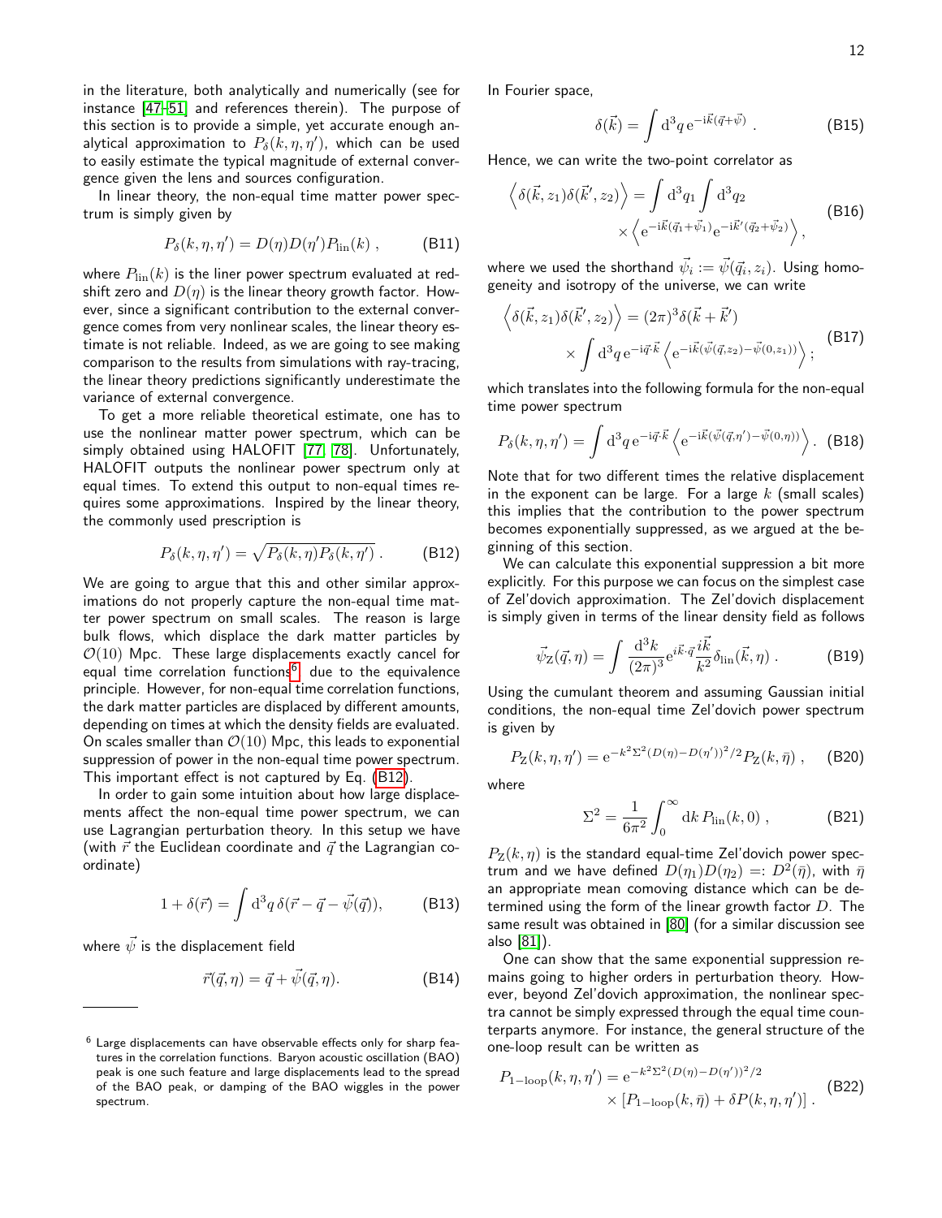in the literature, both analytically and numerically (see for instance [47–51] and references therein). The purpose of this section is to provide a simple, yet accurate enough analytical approximation to $P_\delta(k,\eta,\eta')$, which can be used to easily estimate the typical magnitude of external convergence given the lens and sources configuration.

In linear theory, the non-equal time matter power spectrum is simply given by

$$P_\delta(k,\eta,\eta') = D(\eta)D(\eta')P_{\rm lin}(k)\ , \tag{B11}$$

where $P_{\rm lin}(k)$ is the liner power spectrum evaluated at redshift zero and $D(\eta)$ is the linear theory growth factor. However, since a significant contribution to the external convergence comes from very nonlinear scales, the linear theory estimate is not reliable. Indeed, as we are going to see making comparison to the results from simulations with ray-tracing, the linear theory predictions significantly underestimate the variance of external convergence.

To get a more reliable theoretical estimate, one has to use the nonlinear matter power spectrum, which can be simply obtained using HALOFIT [77, 78]. Unfortunately, HALOFIT outputs the nonlinear power spectrum only at equal times. To extend this output to non-equal times requires some approximations. Inspired by the linear theory, the commonly used prescription is

$$P_\delta(k,\eta,\eta') = \sqrt{P_\delta(k,\eta)P_\delta(k,\eta')}\ . \tag{B12}$$

We are going to argue that this and other similar approximations do not properly capture the non-equal time matter power spectrum on small scales. The reason is large bulk flows, which displace the dark matter particles by $\mathcal{O}(10)$ Mpc. These large displacements exactly cancel for equal time correlation functions[6] due to the equivalence principle. However, for non-equal time correlation functions, the dark matter particles are displaced by different amounts, depending on times at which the density fields are evaluated. On scales smaller than $\mathcal{O}(10)$ Mpc, this leads to exponential suppression of power in the non-equal time power spectrum. This important effect is not captured by Eq. (B12).

In order to gain some intuition about how large displacements affect the non-equal time power spectrum, we can use Lagrangian perturbation theory. In this setup we have (with $\vec{r}$ the Euclidean coordinate and $\vec{q}$ the Lagrangian coordinate)

$$1+\delta(\vec{r}) = \int {\rm d}^3q\, \delta(\vec{r}-\vec{q}-\vec{\psi}(\vec{q})), \tag{B13}$$

where $\vec{\psi}$ is the displacement field

$$\vec{r}(\vec{q},\eta) = \vec{q}+\vec{\psi}(\vec{q},\eta). \tag{B14}$$

[6] Large displacements can have observable effects only for sharp features in the correlation functions. Baryon acoustic oscillation (BAO) peak is one such feature and large displacements lead to the spread of the BAO peak, or damping of the BAO wiggles in the power spectrum.

In Fourier space,

$$\delta(\vec{k}) = \int {\rm d}^3q\, {\rm e}^{-{\rm i}\vec{k}(\vec{q}+\vec{\psi})}\ . \tag{B15}$$

Hence, we can write the two-point correlator as

$$\begin{aligned}\left\langle \delta(\vec{k},z_1)\delta(\vec{k}',z_2)\right\rangle = &\int {\rm d}^3q_1 \int {\rm d}^3q_2 \\ &\times \left\langle {\rm e}^{-{\rm i}\vec{k}(\vec{q}_1+\vec{\psi}_1)}{\rm e}^{-{\rm i}\vec{k}'(\vec{q}_2+\vec{\psi}_2)}\right\rangle,\end{aligned} \tag{B16}$$

where we used the shorthand $\vec{\psi}_i := \vec{\psi}(\vec{q}_i,z_i)$. Using homogeneity and isotropy of the universe, we can write

$$\begin{aligned}\left\langle \delta(\vec{k},z_1)\delta(\vec{k}',z_2)\right\rangle = &(2\pi)^3\delta(\vec{k}+\vec{k}') \\ &\times \int {\rm d}^3q\, {\rm e}^{-{\rm i}\vec{q}\cdot\vec{k}} \left\langle {\rm e}^{-{\rm i}\vec{k}(\vec{\psi}(\vec{q},z_2)-\vec{\psi}(0,z_1))}\right\rangle;\end{aligned} \tag{B17}$$

which translates into the following formula for the non-equal time power spectrum

$$P_\delta(k,\eta,\eta') = \int {\rm d}^3q\, {\rm e}^{-{\rm i}\vec{q}\cdot\vec{k}} \left\langle {\rm e}^{-{\rm i}\vec{k}(\vec{\psi}(\vec{q},\eta')-\vec{\psi}(0,\eta))}\right\rangle. \tag{B18}$$

Note that for two different times the relative displacement in the exponent can be large. For a large $k$ (small scales) this implies that the contribution to the power spectrum becomes exponentially suppressed, as we argued at the beginning of this section.

We can calculate this exponential suppression a bit more explicitly. For this purpose we can focus on the simplest case of Zel'dovich approximation. The Zel'dovich displacement is simply given in terms of the linear density field as follows

$$\vec{\psi}_{\rm Z}(\vec{q},\eta) = \int \frac{{\rm d}^3k}{(2\pi)^3} {\rm e}^{i\vec{k}\cdot\vec{q}} \frac{i\vec{k}}{k^2}\delta_{\rm lin}(\vec{k},\eta)\ . \tag{B19}$$

Using the cumulant theorem and assuming Gaussian initial conditions, the non-equal time Zel'dovich power spectrum is given by

$$P_{\rm Z}(k,\eta,\eta') = {\rm e}^{-k^2\Sigma^2(D(\eta)-D(\eta'))^2/2}P_{\rm Z}(k,\bar{\eta})\ , \tag{B20}$$

where

$$\Sigma^2 = \frac{1}{6\pi^2}\int_0^\infty {\rm d}k\, P_{\rm lin}(k,0)\ , \tag{B21}$$

$P_{\rm Z}(k,\eta)$ is the standard equal-time Zel'dovich power spectrum and we have defined $D(\eta_1)D(\eta_2) =: D^2(\bar{\eta})$, with $\bar{\eta}$ an appropriate mean comoving distance which can be determined using the form of the linear growth factor $D$. The same result was obtained in [80] (for a similar discussion see also [81]).

One can show that the same exponential suppression remains going to higher orders in perturbation theory. However, beyond Zel'dovich approximation, the nonlinear spectra cannot be simply expressed through the equal time counterparts anymore. For instance, the general structure of the one-loop result can be written as

$$\begin{aligned}P_{\rm 1-loop}(k,\eta,\eta') = &{\rm e}^{-k^2\Sigma^2(D(\eta)-D(\eta'))^2/2} \\ &\times \left[P_{\rm 1-loop}(k,\bar{\eta}) + \delta P(k,\eta,\eta')\right].\end{aligned} \tag{B22}$$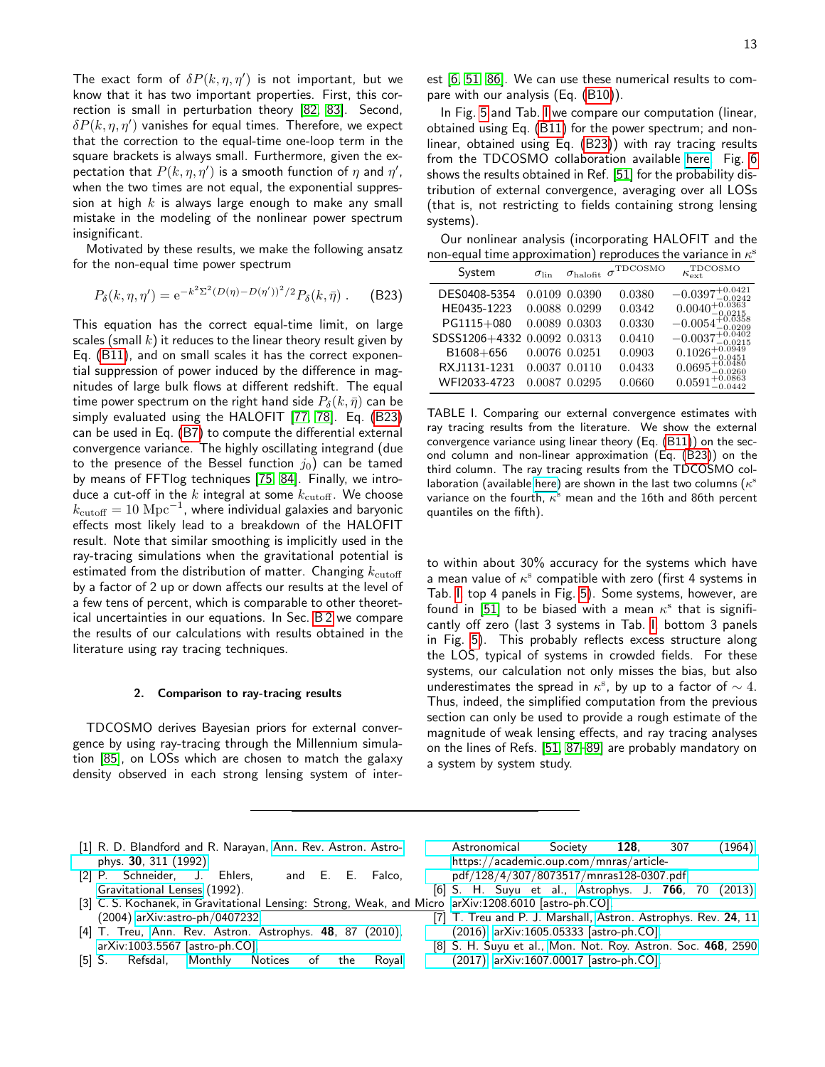The exact form of $\delta P(k, \eta, \eta')$ is not important, but we know that it has two important properties. First, this correction is small in perturbation theory [82, 83]. Second, $\delta P(k, \eta, \eta')$ vanishes for equal times. Therefore, we expect that the correction to the equal-time one-loop term in the square brackets is always small. Furthermore, given the expectation that $P(k, \eta, \eta')$ is a smooth function of $\eta$ and $\eta'$, when the two times are not equal, the exponential suppression at high $k$ is always large enough to make any small mistake in the modeling of the nonlinear power spectrum insignificant.

Motivated by these results, we make the following ansatz for the non-equal time power spectrum

$$P_\delta(k, \eta, \eta') = \mathrm{e}^{-k^2\Sigma^2(D(\eta)-D(\eta'))^2/2} P_\delta(k, \bar{\eta}) \,. \tag{B23}$$

This equation has the correct equal-time limit, on large scales (small $k$) it reduces to the linear theory result given by Eq. (B11), and on small scales it has the correct exponential suppression of power induced by the difference in magnitudes of large bulk flows at different redshift. The equal time power spectrum on the right hand side $P_\delta(k, \bar{\eta})$ can be simply evaluated using the HALOFIT [77, 78]. Eq. (B23) can be used in Eq. (B7) to compute the differential external convergence variance. The highly oscillating integrand (due to the presence of the Bessel function $j_0$) can be tamed by means of FFTlog techniques [75, 84]. Finally, we introduce a cut-off in the $k$ integral at some $k_{\rm cutoff}$. We choose $k_{\rm cutoff} = 10\ \mathrm{Mpc}^{-1}$, where individual galaxies and baryonic effects most likely lead to a breakdown of the HALOFIT result. Note that similar smoothing is implicitly used in the ray-tracing simulations when the gravitational potential is estimated from the distribution of matter. Changing $k_{\rm cutoff}$ by a factor of 2 up or down affects our results at the level of a few tens of percent, which is comparable to other theoretical uncertainties in our equations. In Sec. B 2 we compare the results of our calculations with results obtained in the literature using ray tracing techniques.

### 2. Comparison to ray-tracing results

TDCOSMO derives Bayesian priors for external convergence by using ray-tracing through the Millennium simulation [85], on LOSs which are chosen to match the galaxy density observed in each strong lensing system of interest [6, 51, 86]. We can use these numerical results to compare with our analysis (Eq. (B10)).

In Fig. 5 and Tab. I we compare our computation (linear, obtained using Eq. (B11) for the power spectrum; and nonlinear, obtained using Eq. (B23)) with ray tracing results from the TDCOSMO collaboration available here. Fig. 6 shows the results obtained in Ref. [51] for the probability distribution of external convergence, averaging over all LOSs (that is, not restricting to fields containing strong lensing systems).

Our nonlinear analysis (incorporating HALOFIT and the non-equal time approximation) reproduces the variance in $\kappa^{\rm s}$ to within about 30% accuracy for the systems which have a mean value of $\kappa^{\rm s}$ compatible with zero (first 4 systems in Tab. I, top 4 panels in Fig. 5). Some systems, however, are found in [51] to be biased with a mean $\kappa^{\rm s}$ that is significantly off zero (last 3 systems in Tab. I, bottom 3 panels in Fig. 5). This probably reflects excess structure along the LOS, typical of systems in crowded fields. For these systems, our calculation not only misses the bias, but also underestimates the spread in $\kappa^{\rm s}$, by up to a factor of $\sim 4$. Thus, indeed, the simplified computation from the previous section can only be used to provide a rough estimate of the magnitude of weak lensing effects, and ray tracing analyses on the lines of Refs. [51, 87–89] are probably mandatory on a system by system study.

| System | $\sigma_{\rm lin}$ | $\sigma_{\rm halofit}$ | $\sigma^{\rm TDCOSMO}$ | $\kappa_{\rm ext}^{\rm TDCOSMO}$ |
|---|---|---|---|---|
| DES0408-5354 | 0.0109 | 0.0390 | 0.0380 | $-0.0397^{+0.0421}_{-0.0242}$ |
| HE0435-1223 | 0.0088 | 0.0299 | 0.0342 | $0.0040^{+0.0363}_{-0.0215}$ |
| PG1115+080 | 0.0089 | 0.0303 | 0.0330 | $-0.0054^{+0.0358}_{-0.0209}$ |
| SDSS1206+4332 | 0.0092 | 0.0313 | 0.0410 | $-0.0037^{+0.0402}_{-0.0215}$ |
| B1608+656 | 0.0076 | 0.0251 | 0.0903 | $0.1026^{+0.0949}_{-0.0451}$ |
| RXJ1131-1231 | 0.0037 | 0.0110 | 0.0433 | $0.0695^{+0.0480}_{-0.0260}$ |
| WFI2033-4723 | 0.0087 | 0.0295 | 0.0660 | $0.0591^{+0.0863}_{-0.0442}$ |

TABLE I. Comparing our external convergence estimates with ray tracing results from the literature. We show the external convergence variance using linear theory (Eq. (B11)) on the second column and non-linear approximation (Eq. (B23)) on the third column. The ray tracing results from the TDCOSMO collaboration (available here) are shown in the last two columns ($\kappa^{\rm s}$ variance on the fourth, $\kappa^{\rm s}$ mean and the 16th and 86th percent quantiles on the fifth).

[1] R. D. Blandford and R. Narayan, Ann. Rev. Astron. Astrophys. **30**, 311 (1992).

[2] P. Schneider, J. Ehlers, and E. E. Falco, Gravitational Lenses (1992).

[3] C. S. Kochanek, in Gravitational Lensing: Strong, Weak, and Micro (2004) arXiv:astro-ph/0407232.

[4] T. Treu, Ann. Rev. Astron. Astrophys. **48**, 87 (2010), arXiv:1003.5567 [astro-ph.CO].

[5] S. Refsdal, Monthly Notices of the Royal Astronomical Society **128**, 307 (1964), https://academic.oup.com/mnras/article-pdf/128/4/307/8073517/mnras128-0307.pdf.

[6] S. H. Suyu et al., Astrophys. J. **766**, 70 (2013), arXiv:1208.6010 [astro-ph.CO].

[7] T. Treu and P. J. Marshall, Astron. Astrophys. Rev. **24**, 11 (2016), arXiv:1605.05333 [astro-ph.CO].

[8] S. H. Suyu et al., Mon. Not. Roy. Astron. Soc. **468**, 2590 (2017), arXiv:1607.00017 [astro-ph.CO].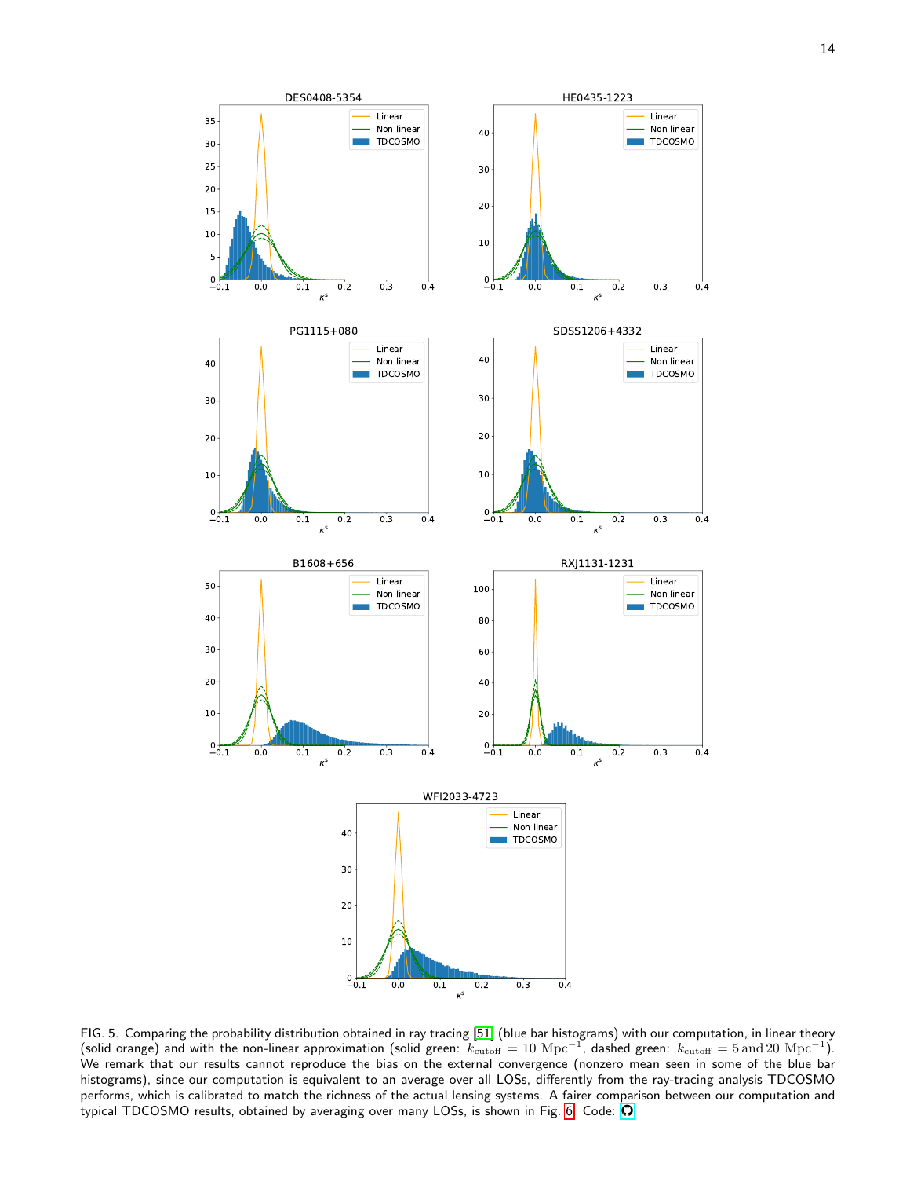FIG. 5. Comparing the probability distribution obtained in ray tracing [51] (blue bar histograms) with our computation, in linear theory (solid orange) and with the non-linear approximation (solid green: $k_{\rm cutoff} = 10\ {\rm Mpc}^{-1}$, dashed green: $k_{\rm cutoff} = 5\,{\rm and}\,20\ {\rm Mpc}^{-1}$). We remark that our results cannot reproduce the bias on the external convergence (nonzero mean seen in some of the blue bar histograms), since our computation is equivalent to an average over all LOSs, differently from the ray-tracing analysis TDCOSMO performs, which is calibrated to match the richness of the actual lensing systems. A fairer comparison between our computation and typical TDCOSMO results, obtained by averaging over many LOSs, is shown in Fig. 6. Code: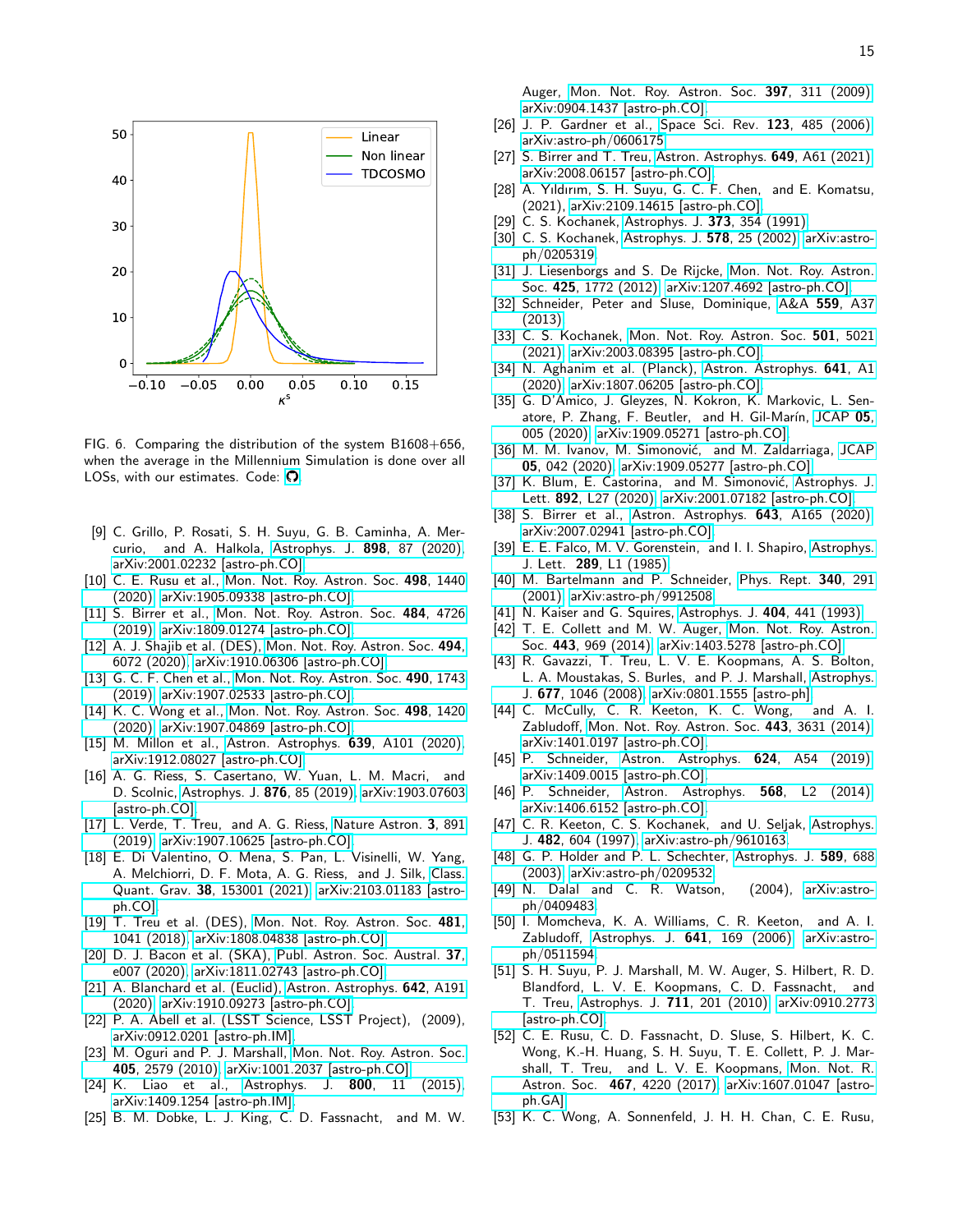FIG. 6. Comparing the distribution of the system B1608+656, when the average in the Millennium Simulation is done over all LOSs, with our estimates. Code:

[9] C. Grillo, P. Rosati, S. H. Suyu, G. B. Caminha, A. Mercurio, and A. Halkola, Astrophys. J. **898**, 87 (2020), arXiv:2001.02232 [astro-ph.CO].

[10] C. E. Rusu et al., Mon. Not. Roy. Astron. Soc. **498**, 1440 (2020), arXiv:1905.09338 [astro-ph.CO].

[11] S. Birrer et al., Mon. Not. Roy. Astron. Soc. **484**, 4726 (2019), arXiv:1809.01274 [astro-ph.CO].

[12] A. J. Shajib et al. (DES), Mon. Not. Roy. Astron. Soc. **494**, 6072 (2020), arXiv:1910.06306 [astro-ph.CO].

[13] G. C. F. Chen et al., Mon. Not. Roy. Astron. Soc. **490**, 1743 (2019), arXiv:1907.02533 [astro-ph.CO].

[14] K. C. Wong et al., Mon. Not. Roy. Astron. Soc. **498**, 1420 (2020), arXiv:1907.04869 [astro-ph.CO].

[15] M. Millon et al., Astron. Astrophys. **639**, A101 (2020), arXiv:1912.08027 [astro-ph.CO].

[16] A. G. Riess, S. Casertano, W. Yuan, L. M. Macri, and D. Scolnic, Astrophys. J. **876**, 85 (2019), arXiv:1903.07603 [astro-ph.CO].

[17] L. Verde, T. Treu, and A. G. Riess, Nature Astron. **3**, 891 (2019), arXiv:1907.10625 [astro-ph.CO].

[18] E. Di Valentino, O. Mena, S. Pan, L. Visinelli, W. Yang, A. Melchiorri, D. F. Mota, A. G. Riess, and J. Silk, Class. Quant. Grav. **38**, 153001 (2021), arXiv:2103.01183 [astro-ph.CO].

[19] T. Treu et al. (DES), Mon. Not. Roy. Astron. Soc. **481**, 1041 (2018), arXiv:1808.04838 [astro-ph.CO].

[20] D. J. Bacon et al. (SKA), Publ. Astron. Soc. Austral. **37**, e007 (2020), arXiv:1811.02743 [astro-ph.CO].

[21] A. Blanchard et al. (Euclid), Astron. Astrophys. **642**, A191 (2020), arXiv:1910.09273 [astro-ph.CO].

[22] P. A. Abell et al. (LSST Science, LSST Project), (2009), arXiv:0912.0201 [astro-ph.IM].

[23] M. Oguri and P. J. Marshall, Mon. Not. Roy. Astron. Soc. **405**, 2579 (2010), arXiv:1001.2037 [astro-ph.CO].

[24] K. Liao et al., Astrophys. J. **800**, 11 (2015), arXiv:1409.1254 [astro-ph.IM].

[25] B. M. Dobke, L. J. King, C. D. Fassnacht, and M. W. Auger, Mon. Not. Roy. Astron. Soc. **397**, 311 (2009), arXiv:0904.1437 [astro-ph.CO].

[26] J. P. Gardner et al., Space Sci. Rev. **123**, 485 (2006), arXiv:astro-ph/0606175.

[27] S. Birrer and T. Treu, Astron. Astrophys. **649**, A61 (2021), arXiv:2008.06157 [astro-ph.CO].

[28] A. Yıldırım, S. H. Suyu, G. C. F. Chen, and E. Komatsu, (2021), arXiv:2109.14615 [astro-ph.CO].

[29] C. S. Kochanek, Astrophys. J. **373**, 354 (1991).

[30] C. S. Kochanek, Astrophys. J. **578**, 25 (2002), arXiv:astro-ph/0205319.

[31] J. Liesenborgs and S. De Rijcke, Mon. Not. Roy. Astron. Soc. **425**, 1772 (2012), arXiv:1207.4692 [astro-ph.CO].

[32] Schneider, Peter and Sluse, Dominique, A&A **559**, A37 (2013).

[33] C. S. Kochanek, Mon. Not. Roy. Astron. Soc. **501**, 5021 (2021), arXiv:2003.08395 [astro-ph.CO].

[34] N. Aghanim et al. (Planck), Astron. Astrophys. **641**, A1 (2020), arXiv:1807.06205 [astro-ph.CO].

[35] G. D'Amico, J. Gleyzes, N. Kokron, K. Markovic, L. Senatore, P. Zhang, F. Beutler, and H. Gil-Marín, JCAP **05**, 005 (2020), arXiv:1909.05271 [astro-ph.CO].

[36] M. M. Ivanov, M. Simonović, and M. Zaldarriaga, JCAP **05**, 042 (2020), arXiv:1909.05277 [astro-ph.CO].

[37] K. Blum, E. Castorina, and M. Simonović, Astrophys. J. Lett. **892**, L27 (2020), arXiv:2001.07182 [astro-ph.CO].

[38] S. Birrer et al., Astron. Astrophys. **643**, A165 (2020), arXiv:2007.02941 [astro-ph.CO].

[39] E. E. Falco, M. V. Gorenstein, and I. I. Shapiro, Astrophys. J. Lett. **289**, L1 (1985).

[40] M. Bartelmann and P. Schneider, Phys. Rept. **340**, 291 (2001), arXiv:astro-ph/9912508.

[41] N. Kaiser and G. Squires, Astrophys. J. **404**, 441 (1993).

[42] T. E. Collett and M. W. Auger, Mon. Not. Roy. Astron. Soc. **443**, 969 (2014), arXiv:1403.5278 [astro-ph.CO].

[43] R. Gavazzi, T. Treu, L. V. E. Koopmans, A. S. Bolton, L. A. Moustakas, S. Burles, and P. J. Marshall, Astrophys. J. **677**, 1046 (2008), arXiv:0801.1555 [astro-ph].

[44] C. McCully, C. R. Keeton, K. C. Wong, and A. I. Zabludoff, Mon. Not. Roy. Astron. Soc. **443**, 3631 (2014), arXiv:1401.0197 [astro-ph.CO].

[45] P. Schneider, Astron. Astrophys. **624**, A54 (2019), arXiv:1409.0015 [astro-ph.CO].

[46] P. Schneider, Astron. Astrophys. **568**, L2 (2014), arXiv:1406.6152 [astro-ph.CO].

[47] C. R. Keeton, C. S. Kochanek, and U. Seljak, Astrophys. J. **482**, 604 (1997), arXiv:astro-ph/9610163.

[48] G. P. Holder and P. L. Schechter, Astrophys. J. **589**, 688 (2003), arXiv:astro-ph/0209532.

[49] N. Dalal and C. R. Watson, (2004), arXiv:astro-ph/0409483.

[50] I. Momcheva, K. A. Williams, C. R. Keeton, and A. I. Zabludoff, Astrophys. J. **641**, 169 (2006), arXiv:astro-ph/0511594.

[51] S. H. Suyu, P. J. Marshall, M. W. Auger, S. Hilbert, R. D. Blandford, L. V. E. Koopmans, C. D. Fassnacht, and T. Treu, Astrophys. J. **711**, 201 (2010), arXiv:0910.2773 [astro-ph.CO].

[52] C. E. Rusu, C. D. Fassnacht, D. Sluse, S. Hilbert, K. C. Wong, K.-H. Huang, S. H. Suyu, T. E. Collett, P. J. Marshall, T. Treu, and L. V. E. Koopmans, Mon. Not. R. Astron. Soc. **467**, 4220 (2017), arXiv:1607.01047 [astro-ph.GA].

[53] K. C. Wong, A. Sonnenfeld, J. H. H. Chan, C. E. Rusu,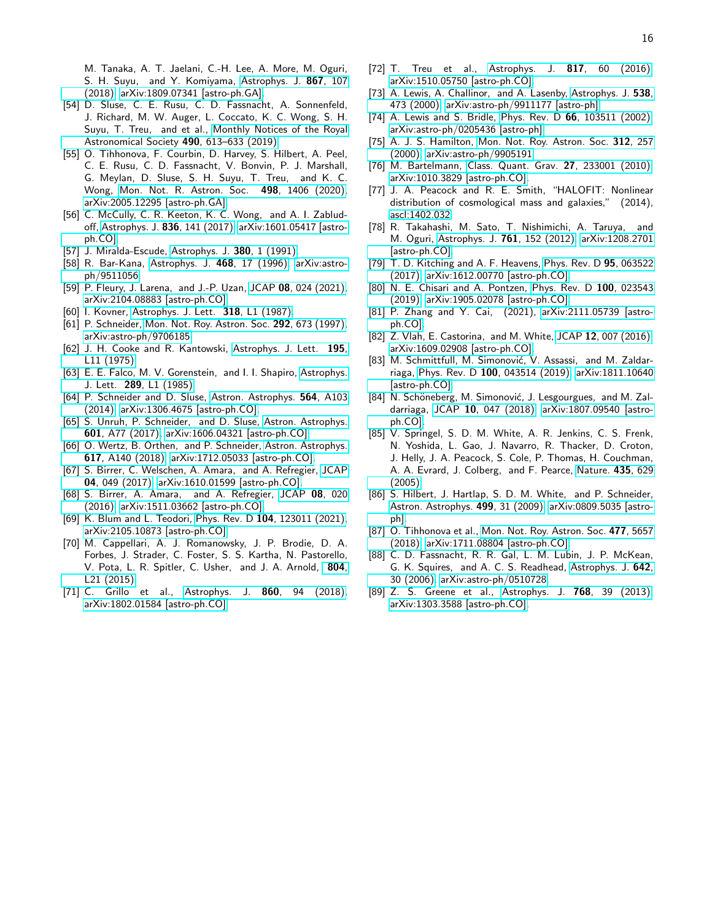M. Tanaka, A. T. Jaelani, C.-H. Lee, A. More, M. Oguri, S. H. Suyu, and Y. Komiyama, Astrophys. J. **867**, 107 (2018), arXiv:1809.07341 [astro-ph.GA].

[54] D. Sluse, C. E. Rusu, C. D. Fassnacht, A. Sonnenfeld, J. Richard, M. W. Auger, L. Coccato, K. C. Wong, S. H. Suyu, T. Treu, and et al., Monthly Notices of the Royal Astronomical Society **490**, 613–633 (2019).

[55] O. Tihhonova, F. Courbin, D. Harvey, S. Hilbert, A. Peel, C. E. Rusu, C. D. Fassnacht, V. Bonvin, P. J. Marshall, G. Meylan, D. Sluse, S. H. Suyu, T. Treu, and K. C. Wong, Mon. Not. R. Astron. Soc. **498**, 1406 (2020), arXiv:2005.12295 [astro-ph.GA].

[56] C. McCully, C. R. Keeton, K. C. Wong, and A. I. Zabludoff, Astrophys. J. **836**, 141 (2017), arXiv:1601.05417 [astro-ph.CO].

[57] J. Miralda-Escude, Astrophys. J. **380**, 1 (1991).

[58] R. Bar-Kana, Astrophys. J. **468**, 17 (1996), arXiv:astro-ph/9511056.

[59] P. Fleury, J. Larena, and J.-P. Uzan, JCAP **08**, 024 (2021), arXiv:2104.08883 [astro-ph.CO].

[60] I. Kovner, Astrophys. J. Lett. **318**, L1 (1987).

[61] P. Schneider, Mon. Not. Roy. Astron. Soc. **292**, 673 (1997), arXiv:astro-ph/9706185.

[62] J. H. Cooke and R. Kantowski, Astrophys. J. Lett. **195**, L11 (1975).

[63] E. E. Falco, M. V. Gorenstein, and I. I. Shapiro, Astrophys. J. Lett. **289**, L1 (1985).

[64] P. Schneider and D. Sluse, Astron. Astrophys. **564**, A103 (2014), arXiv:1306.4675 [astro-ph.CO].

[65] S. Unruh, P. Schneider, and D. Sluse, Astron. Astrophys. **601**, A77 (2017), arXiv:1606.04321 [astro-ph.CO].

[66] O. Wertz, B. Orthen, and P. Schneider, Astron. Astrophys. **617**, A140 (2018), arXiv:1712.05033 [astro-ph.CO].

[67] S. Birrer, C. Welschen, A. Amara, and A. Refregier, JCAP **04**, 049 (2017), arXiv:1610.01599 [astro-ph.CO].

[68] S. Birrer, A. Amara, and A. Refregier, JCAP **08**, 020 (2016), arXiv:1511.03662 [astro-ph.CO].

[69] K. Blum and L. Teodori, Phys. Rev. D **104**, 123011 (2021), arXiv:2105.10873 [astro-ph.CO].

[70] M. Cappellari, A. J. Romanowsky, J. P. Brodie, D. A. Forbes, J. Strader, C. Foster, S. S. Kartha, N. Pastorello, V. Pota, L. R. Spitler, C. Usher, and J. A. Arnold, **804**, L21 (2015).

[71] C. Grillo et al., Astrophys. J. **860**, 94 (2018), arXiv:1802.01584 [astro-ph.CO].

[72] T. Treu et al., Astrophys. J. **817**, 60 (2016), arXiv:1510.05750 [astro-ph.CO].

[73] A. Lewis, A. Challinor, and A. Lasenby, Astrophys. J. **538**, 473 (2000), arXiv:astro-ph/9911177 [astro-ph].

[74] A. Lewis and S. Bridle, Phys. Rev. D **66**, 103511 (2002), arXiv:astro-ph/0205436 [astro-ph].

[75] A. J. S. Hamilton, Mon. Not. Roy. Astron. Soc. **312**, 257 (2000), arXiv:astro-ph/9905191.

[76] M. Bartelmann, Class. Quant. Grav. **27**, 233001 (2010), arXiv:1010.3829 [astro-ph.CO].

[77] J. A. Peacock and R. E. Smith, "HALOFIT: Nonlinear distribution of cosmological mass and galaxies," (2014), ascl:1402.032.

[78] R. Takahashi, M. Sato, T. Nishimichi, A. Taruya, and M. Oguri, Astrophys. J. **761**, 152 (2012), arXiv:1208.2701 [astro-ph.CO].

[79] T. D. Kitching and A. F. Heavens, Phys. Rev. D **95**, 063522 (2017), arXiv:1612.00770 [astro-ph.CO].

[80] N. E. Chisari and A. Pontzen, Phys. Rev. D **100**, 023543 (2019), arXiv:1905.02078 [astro-ph.CO].

[81] P. Zhang and Y. Cai, (2021), arXiv:2111.05739 [astro-ph.CO].

[82] Z. Vlah, E. Castorina, and M. White, JCAP **12**, 007 (2016), arXiv:1609.02908 [astro-ph.CO].

[83] M. Schmittfull, M. Simonović, V. Assassi, and M. Zaldarriaga, Phys. Rev. D **100**, 043514 (2019), arXiv:1811.10640 [astro-ph.CO].

[84] N. Schöneberg, M. Simonović, J. Lesgourgues, and M. Zaldarriaga, JCAP **10**, 047 (2018), arXiv:1807.09540 [astro-ph.CO].

[85] V. Springel, S. D. M. White, A. R. Jenkins, C. S. Frenk, N. Yoshida, L. Gao, J. Navarro, R. Thacker, D. Croton, J. Helly, J. A. Peacock, S. Cole, P. Thomas, H. Couchman, A. A. Evrard, J. Colberg, and F. Pearce, Nature. **435**, 629 (2005).

[86] S. Hilbert, J. Hartlap, S. D. M. White, and P. Schneider, Astron. Astrophys. **499**, 31 (2009), arXiv:0809.5035 [astro-ph].

[87] O. Tihhonova et al., Mon. Not. Roy. Astron. Soc. **477**, 5657 (2018), arXiv:1711.08804 [astro-ph.CO].

[88] C. D. Fassnacht, R. R. Gal, L. M. Lubin, J. P. McKean, G. K. Squires, and A. C. S. Readhead, Astrophys. J. **642**, 30 (2006), arXiv:astro-ph/0510728.

[89] Z. S. Greene et al., Astrophys. J. **768**, 39 (2013), arXiv:1303.3588 [astro-ph.CO].